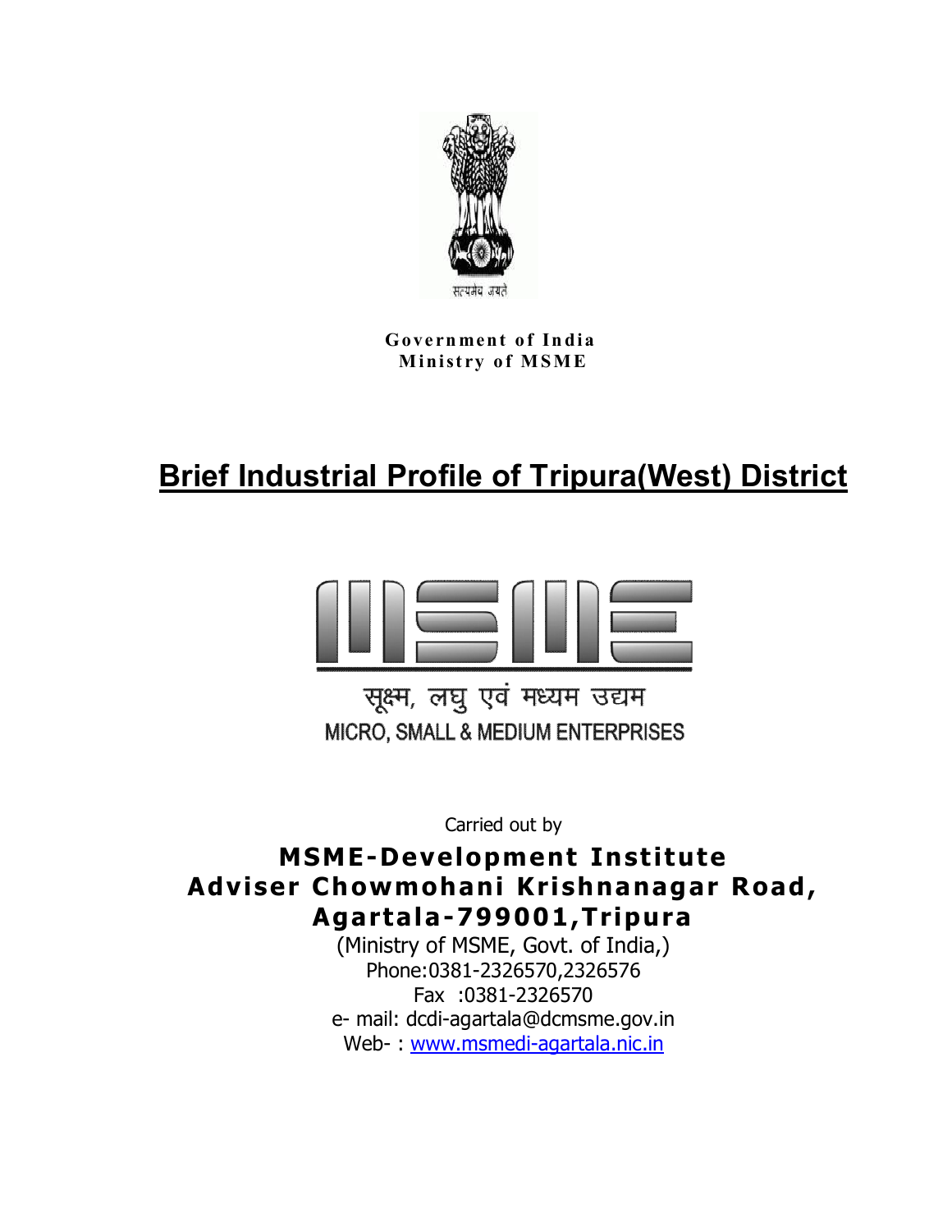सत्यमेव जयते

**Government of India**
**Ministry of MSME**

# Brief Industrial Profile of Tripura(West) District

सूक्ष्म, लघु एवं मध्यम उद्यम
MICRO, SMALL & MEDIUM ENTERPRISES

Carried out by

**MSME-Development Institute**
**Adviser Chowmohani Krishnanagar Road,**
**Agartala-799001,Tripura**

(Ministry of MSME, Govt. of India,)
Phone:0381-2326570,2326576
Fax :0381-2326570
e- mail: dcdi-agartala@dcmsme.gov.in
Web- : www.msmedi-agartala.nic.in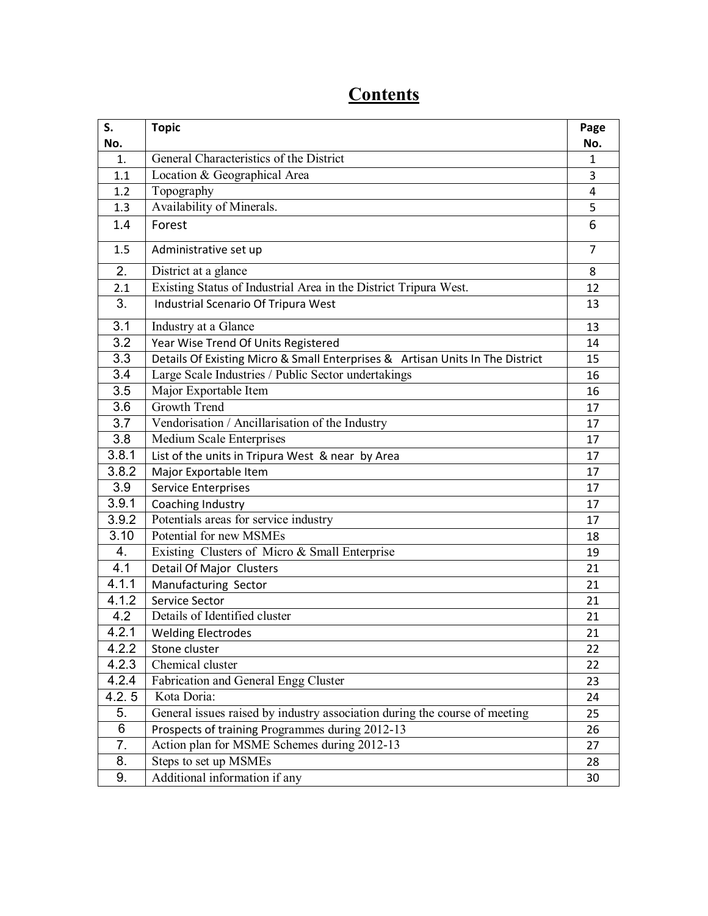# Contents

| S. No. | Topic | Page No. |
|---|---|---|
| 1. | General Characteristics of the District | 1 |
| 1.1 | Location & Geographical Area | 3 |
| 1.2 | Topography | 4 |
| 1.3 | Availability of Minerals. | 5 |
| 1.4 | Forest | 6 |
| 1.5 | Administrative set up | 7 |
| 2. | District at a glance | 8 |
| 2.1 | Existing Status of Industrial Area in the District Tripura West. | 12 |
| 3. | Industrial Scenario Of Tripura West | 13 |
| 3.1 | Industry at a Glance | 13 |
| 3.2 | Year Wise Trend Of Units Registered | 14 |
| 3.3 | Details Of Existing Micro & Small Enterprises & Artisan Units In The District | 15 |
| 3.4 | Large Scale Industries / Public Sector undertakings | 16 |
| 3.5 | Major Exportable Item | 16 |
| 3.6 | Growth Trend | 17 |
| 3.7 | Vendorisation / Ancillarisation of the Industry | 17 |
| 3.8 | Medium Scale Enterprises | 17 |
| 3.8.1 | List of the units in Tripura West & near by Area | 17 |
| 3.8.2 | Major Exportable Item | 17 |
| 3.9 | Service Enterprises | 17 |
| 3.9.1 | Coaching Industry | 17 |
| 3.9.2 | Potentials areas for service industry | 17 |
| 3.10 | Potential for new MSMEs | 18 |
| 4. | Existing Clusters of Micro & Small Enterprise | 19 |
| 4.1 | Detail Of Major Clusters | 21 |
| 4.1.1 | Manufacturing Sector | 21 |
| 4.1.2 | Service Sector | 21 |
| 4.2 | Details of Identified cluster | 21 |
| 4.2.1 | Welding Electrodes | 21 |
| 4.2.2 | Stone cluster | 22 |
| 4.2.3 | Chemical cluster | 22 |
| 4.2.4 | Fabrication and General Engg Cluster | 23 |
| 4.2. 5 | Kota Doria: | 24 |
| 5. | General issues raised by industry association during the course of meeting | 25 |
| 6 | Prospects of training Programmes during 2012-13 | 26 |
| 7. | Action plan for MSME Schemes during 2012-13 | 27 |
| 8. | Steps to set up MSMEs | 28 |
| 9. | Additional information if any | 30 |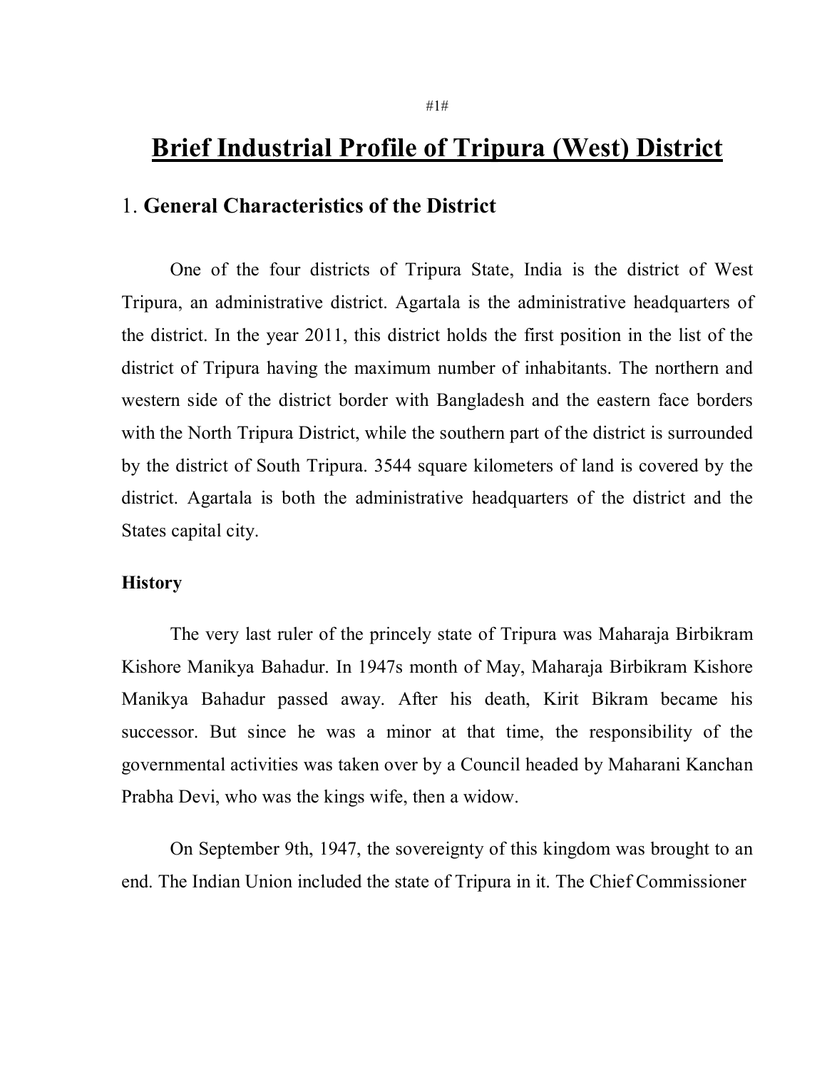# Brief Industrial Profile of Tripura (West) District

## 1. General Characteristics of the District

One of the four districts of Tripura State, India is the district of West Tripura, an administrative district. Agartala is the administrative headquarters of the district. In the year 2011, this district holds the first position in the list of the district of Tripura having the maximum number of inhabitants. The northern and western side of the district border with Bangladesh and the eastern face borders with the North Tripura District, while the southern part of the district is surrounded by the district of South Tripura. 3544 square kilometers of land is covered by the district. Agartala is both the administrative headquarters of the district and the States capital city.

### History

The very last ruler of the princely state of Tripura was Maharaja Birbikram Kishore Manikya Bahadur. In 1947s month of May, Maharaja Birbikram Kishore Manikya Bahadur passed away. After his death, Kirit Bikram became his successor. But since he was a minor at that time, the responsibility of the governmental activities was taken over by a Council headed by Maharani Kanchan Prabha Devi, who was the kings wife, then a widow.

On September 9th, 1947, the sovereignty of this kingdom was brought to an end. The Indian Union included the state of Tripura in it. The Chief Commissioner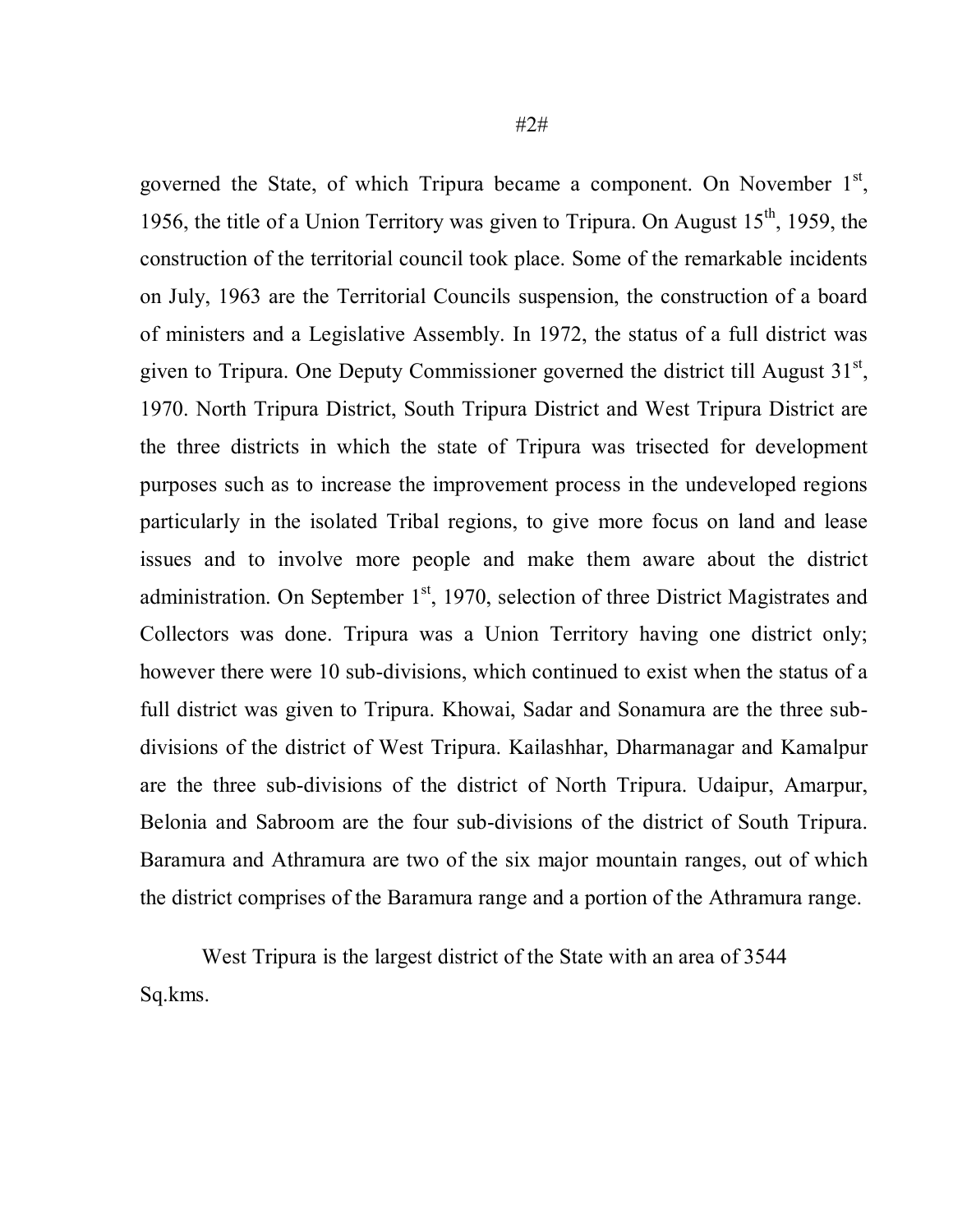governed the State, of which Tripura became a component. On November 1st, 1956, the title of a Union Territory was given to Tripura. On August 15th, 1959, the construction of the territorial council took place. Some of the remarkable incidents on July, 1963 are the Territorial Councils suspension, the construction of a board of ministers and a Legislative Assembly. In 1972, the status of a full district was given to Tripura. One Deputy Commissioner governed the district till August 31st, 1970. North Tripura District, South Tripura District and West Tripura District are the three districts in which the state of Tripura was trisected for development purposes such as to increase the improvement process in the undeveloped regions particularly in the isolated Tribal regions, to give more focus on land and lease issues and to involve more people and make them aware about the district administration. On September 1st, 1970, selection of three District Magistrates and Collectors was done. Tripura was a Union Territory having one district only; however there were 10 sub-divisions, which continued to exist when the status of a full district was given to Tripura. Khowai, Sadar and Sonamura are the three sub-divisions of the district of West Tripura. Kailashhar, Dharmanagar and Kamalpur are the three sub-divisions of the district of North Tripura. Udaipur, Amarpur, Belonia and Sabroom are the four sub-divisions of the district of South Tripura. Baramura and Athramura are two of the six major mountain ranges, out of which the district comprises of the Baramura range and a portion of the Athramura range.

West Tripura is the largest district of the State with an area of 3544 Sq.kms.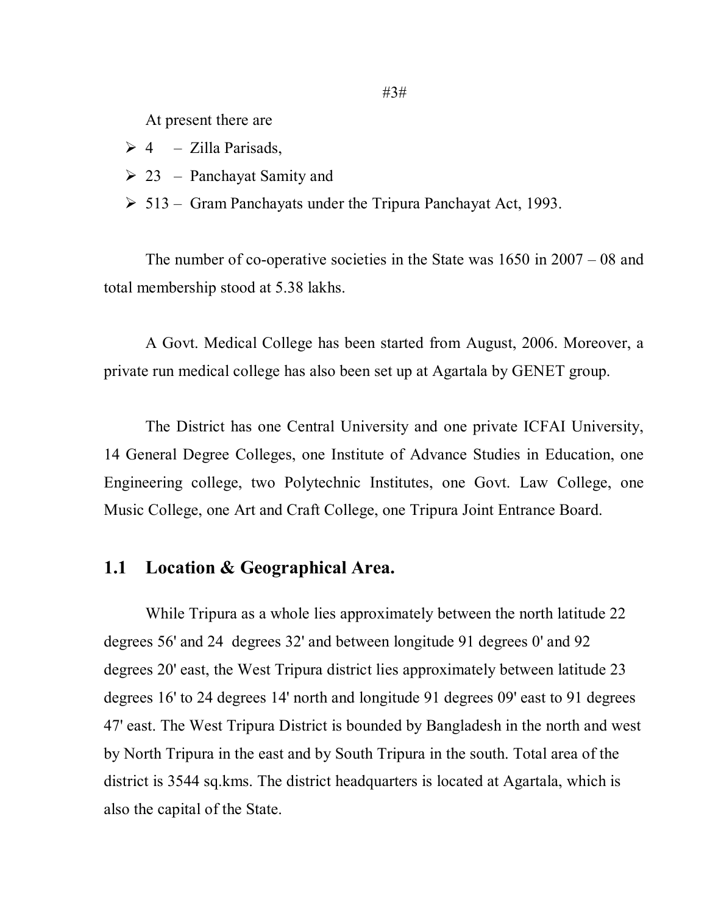At present there are

- 4 – Zilla Parisads,
- 23 – Panchayat Samity and
- 513 – Gram Panchayats under the Tripura Panchayat Act, 1993.

The number of co-operative societies in the State was 1650 in 2007 – 08 and total membership stood at 5.38 lakhs.

A Govt. Medical College has been started from August, 2006. Moreover, a private run medical college has also been set up at Agartala by GENET group.

The District has one Central University and one private ICFAI University, 14 General Degree Colleges, one Institute of Advance Studies in Education, one Engineering college, two Polytechnic Institutes, one Govt. Law College, one Music College, one Art and Craft College, one Tripura Joint Entrance Board.

## 1.1 Location & Geographical Area.

While Tripura as a whole lies approximately between the north latitude 22 degrees 56' and 24 degrees 32' and between longitude 91 degrees 0' and 92 degrees 20' east, the West Tripura district lies approximately between latitude 23 degrees 16' to 24 degrees 14' north and longitude 91 degrees 09' east to 91 degrees 47' east. The West Tripura District is bounded by Bangladesh in the north and west by North Tripura in the east and by South Tripura in the south. Total area of the district is 3544 sq.kms. The district headquarters is located at Agartala, which is also the capital of the State.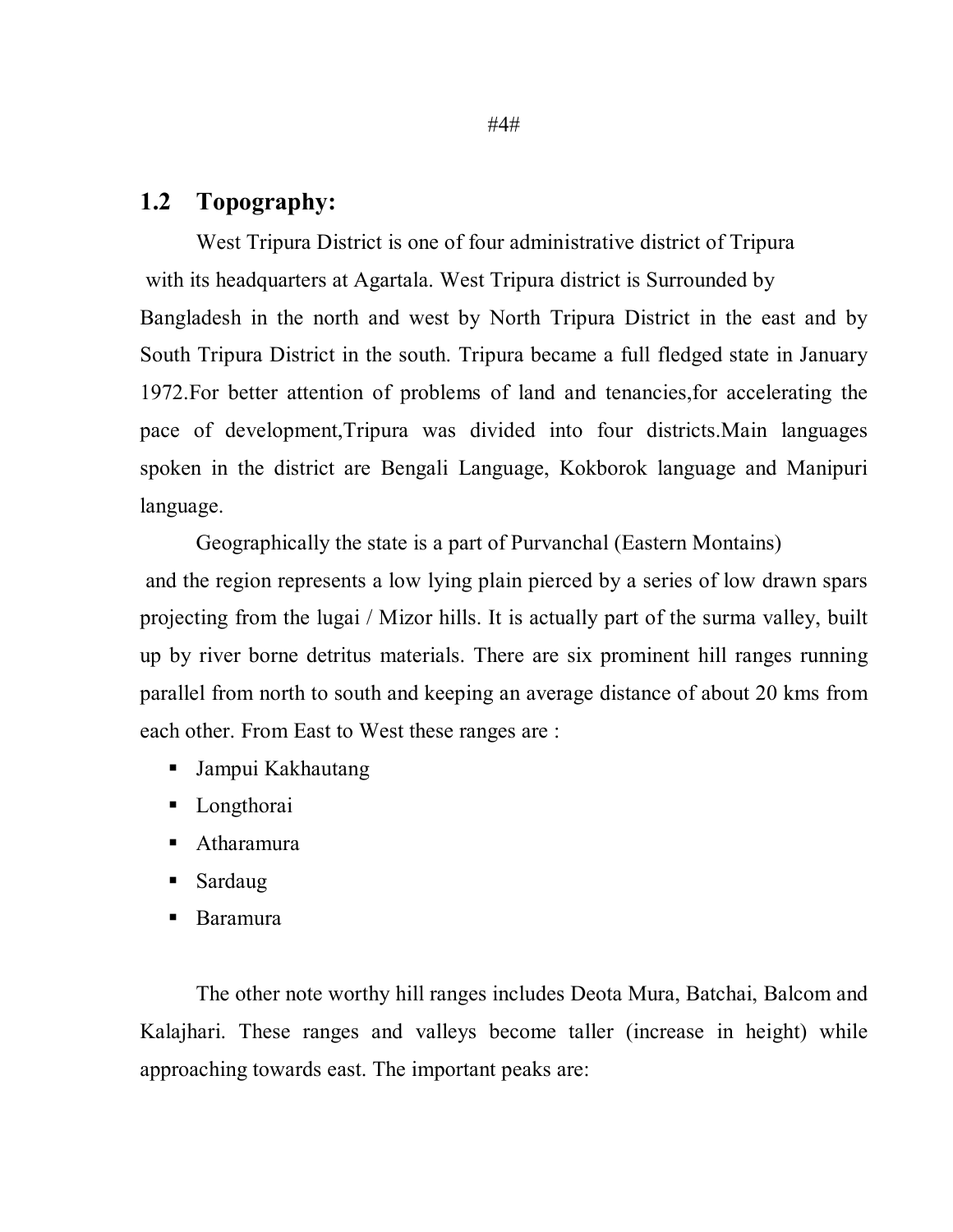## 1.2 Topography:

West Tripura District is one of four administrative district of Tripura with its headquarters at Agartala. West Tripura district is Surrounded by Bangladesh in the north and west by North Tripura District in the east and by South Tripura District in the south. Tripura became a full fledged state in January 1972.For better attention of problems of land and tenancies,for accelerating the pace of development,Tripura was divided into four districts.Main languages spoken in the district are Bengali Language, Kokborok language and Manipuri language.

Geographically the state is a part of Purvanchal (Eastern Montains) and the region represents a low lying plain pierced by a series of low drawn spars projecting from the lugai / Mizor hills. It is actually part of the surma valley, built up by river borne detritus materials. There are six prominent hill ranges running parallel from north to south and keeping an average distance of about 20 kms from each other. From East to West these ranges are :

- Jampui Kakhautang
- Longthorai
- Atharamura
- Sardaug
- Baramura

The other note worthy hill ranges includes Deota Mura, Batchai, Balcom and Kalajhari. These ranges and valleys become taller (increase in height) while approaching towards east. The important peaks are: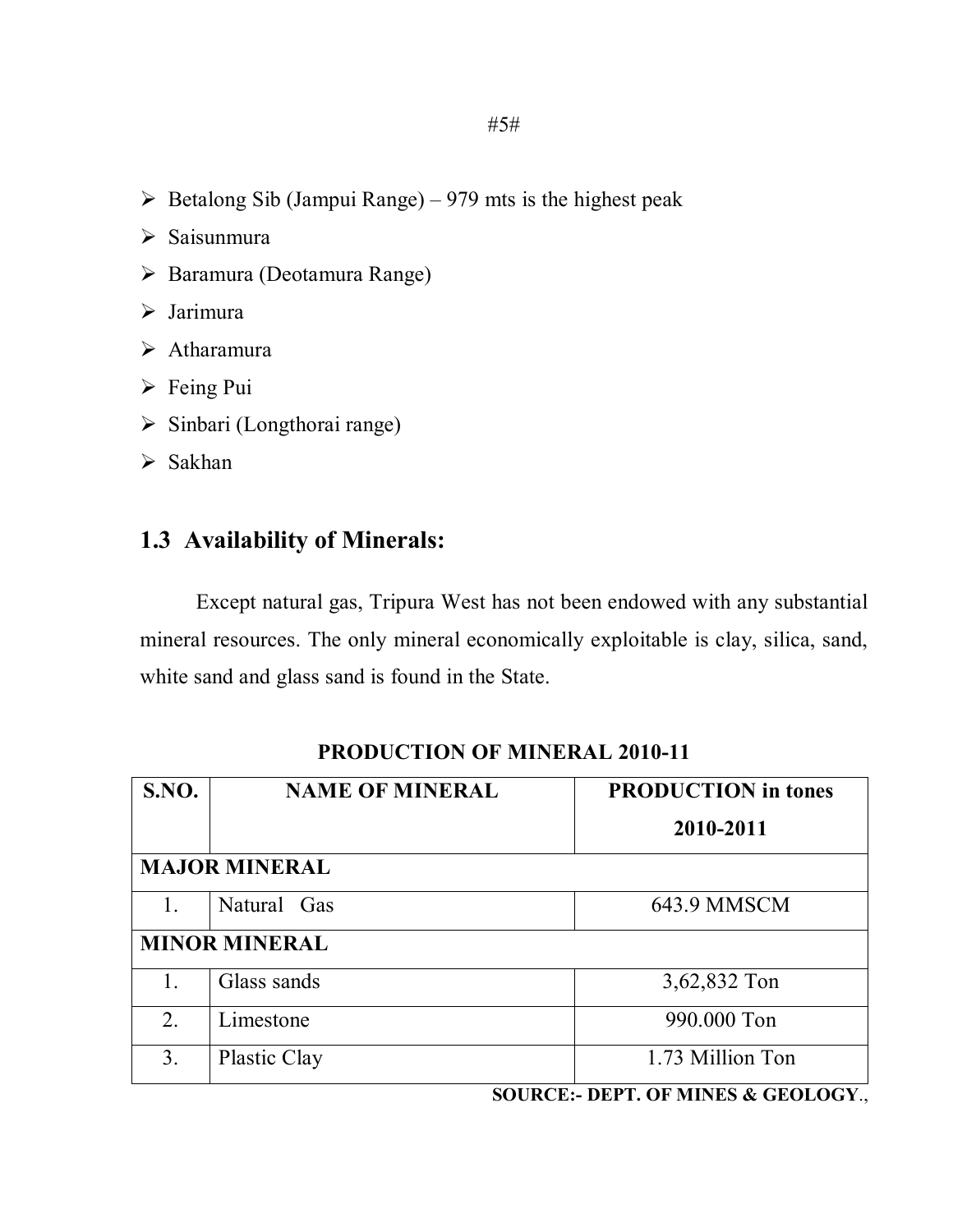- Betalong Sib (Jampui Range) – 979 mts is the highest peak
- Saisunmura
- Baramura (Deotamura Range)
- Jarimura
- Atharamura
- Feing Pui
- Sinbari (Longthorai range)
- Sakhan

## 1.3 Availability of Minerals:

Except natural gas, Tripura West has not been endowed with any substantial mineral resources. The only mineral economically exploitable is clay, silica, sand, white sand and glass sand is found in the State.

**PRODUCTION OF MINERAL 2010-11**

| S.NO. | NAME OF MINERAL | PRODUCTION in tones 2010-2011 |
|---|---|---|
| **MAJOR MINERAL** | | |
| 1. | Natural Gas | 643.9 MMSCM |
| **MINOR MINERAL** | | |
| 1. | Glass sands | 3,62,832 Ton |
| 2. | Limestone | 990.000 Ton |
| 3. | Plastic Clay | 1.73 Million Ton |

**SOURCE:- DEPT. OF MINES & GEOLOGY**.,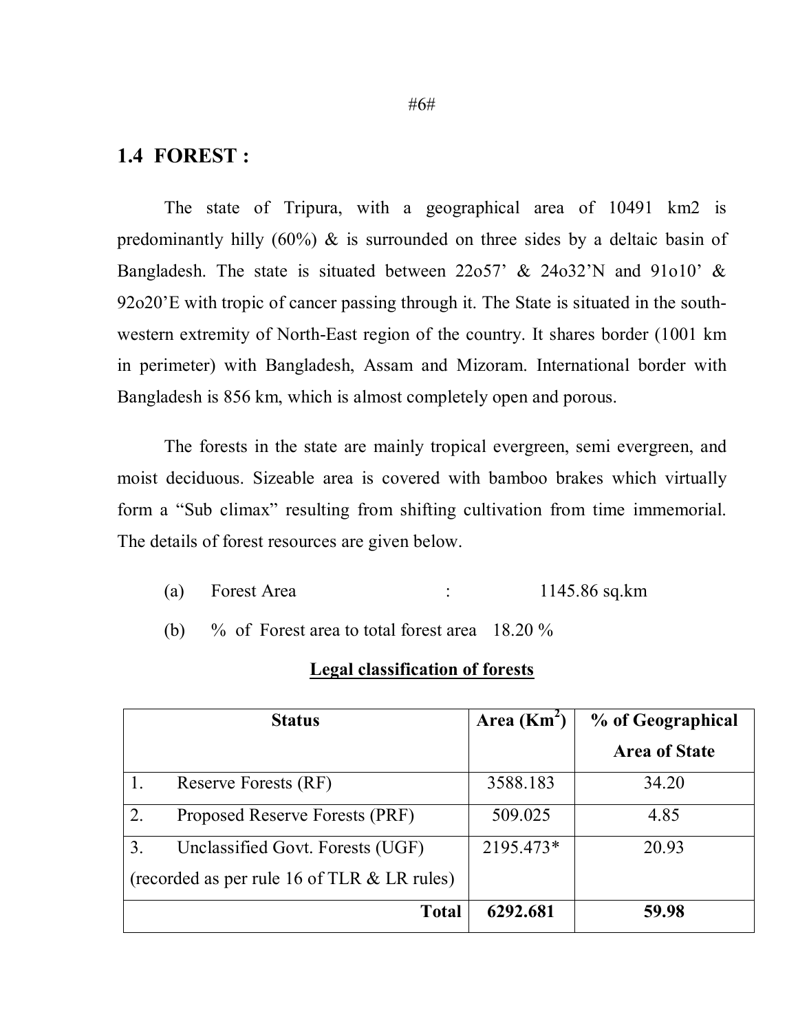## 1.4 FOREST :

The state of Tripura, with a geographical area of 10491 km2 is predominantly hilly (60%) & is surrounded on three sides by a deltaic basin of Bangladesh. The state is situated between 22o57' & 24o32'N and 91o10' & 92o20'E with tropic of cancer passing through it. The State is situated in the south-western extremity of North-East region of the country. It shares border (1001 km in perimeter) with Bangladesh, Assam and Mizoram. International border with Bangladesh is 856 km, which is almost completely open and porous.

The forests in the state are mainly tropical evergreen, semi evergreen, and moist deciduous. Sizeable area is covered with bamboo brakes which virtually form a "Sub climax" resulting from shifting cultivation from time immemorial. The details of forest resources are given below.

(a) Forest Area : 1145.86 sq.km

(b) % of Forest area to total forest area 18.20 %

**Legal classification of forests**

| Status | Area ($Km^2$) | % of Geographical Area of State |
|---|---|---|
| 1. Reserve Forests (RF) | 3588.183 | 34.20 |
| 2. Proposed Reserve Forests (PRF) | 509.025 | 4.85 |
| 3. Unclassified Govt. Forests (UGF) (recorded as per rule 16 of TLR & LR rules) | 2195.473* | 20.93 |
| **Total** | **6292.681** | **59.98** |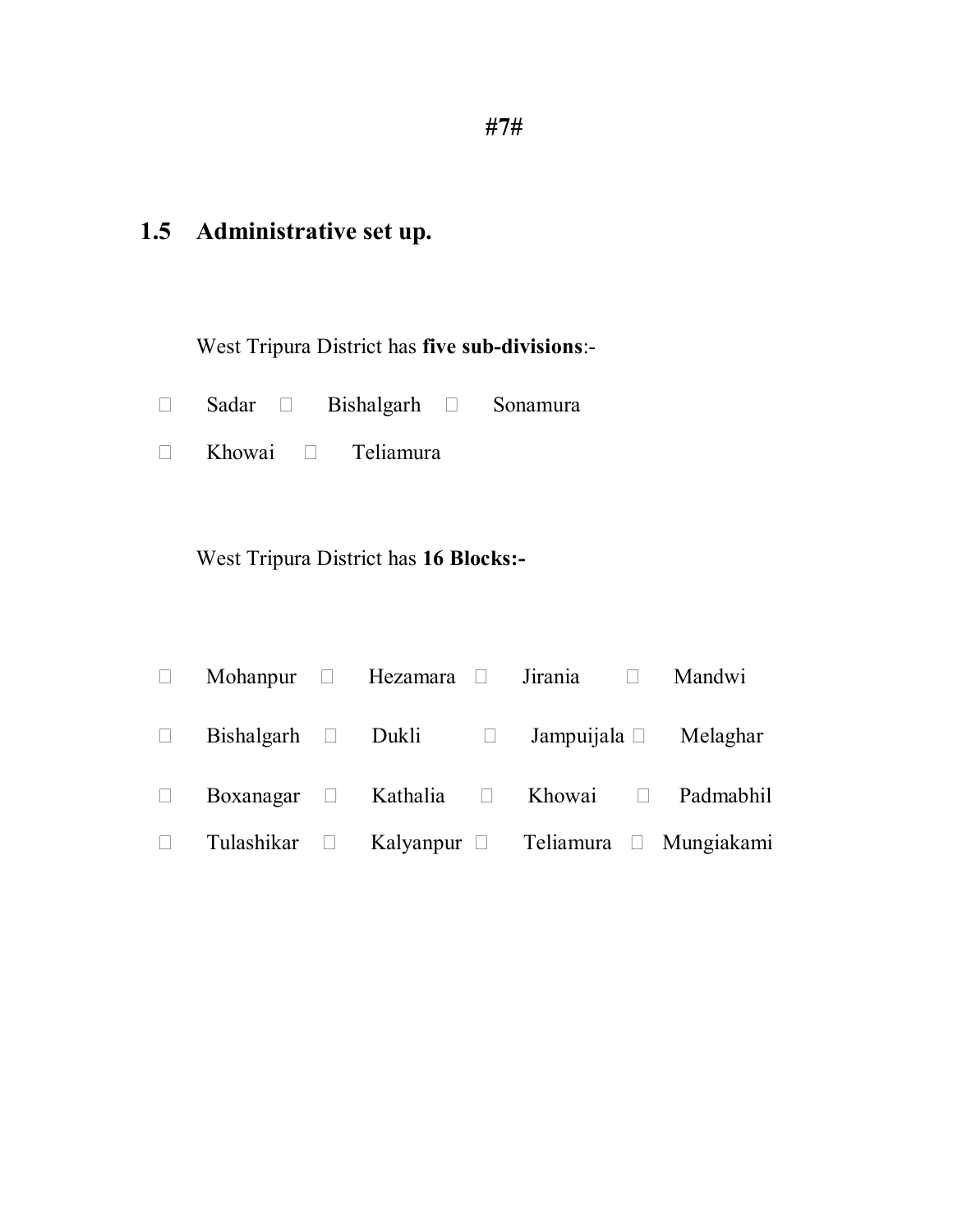## 1.5 Administrative set up.

West Tripura District has **five sub-divisions**:-

- Sadar
- Bishalgarh
- Sonamura
- Khowai
- Teliamura

West Tripura District has **16 Blocks:-**

- Mohanpur
- Hezamara
- Jirania
- Mandwi
- Bishalgarh
- Dukli
- Jampuijala
- Melaghar
- Boxanagar
- Kathalia
- Khowai
- Padmabhil
- Tulashikar
- Kalyanpur
- Teliamura
- Mungiakami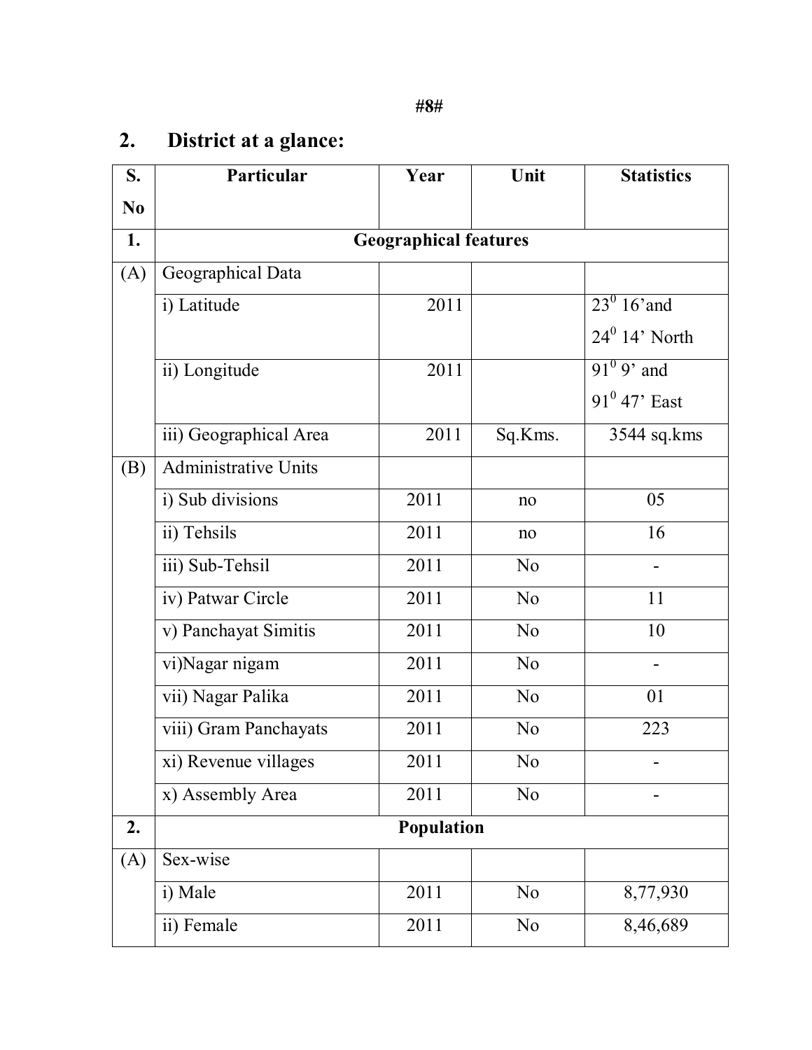## 2. District at a glance:

| S. No | Particular | Year | Unit | Statistics |
|---|---|---|---|---|
| 1. | Geographical features | | | |
| (A) | Geographical Data | | | |
| | i) Latitude | 2011 | | $23^0$ 16'and $24^0$ 14' North |
| | ii) Longitude | 2011 | | $91^0$ 9' and $91^0$ 47' East |
| | iii) Geographical Area | 2011 | Sq.Kms. | 3544 sq.kms |
| (B) | Administrative Units | | | |
| | i) Sub divisions | 2011 | no | 05 |
| | ii) Tehsils | 2011 | no | 16 |
| | iii) Sub-Tehsil | 2011 | No | - |
| | iv) Patwar Circle | 2011 | No | 11 |
| | v) Panchayat Simitis | 2011 | No | 10 |
| | vi)Nagar nigam | 2011 | No | - |
| | vii) Nagar Palika | 2011 | No | 01 |
| | viii) Gram Panchayats | 2011 | No | 223 |
| | xi) Revenue villages | 2011 | No | - |
| | x) Assembly Area | 2011 | No | - |
| 2. | Population | | | |
| (A) | Sex-wise | | | |
| | i) Male | 2011 | No | 8,77,930 |
| | ii) Female | 2011 | No | 8,46,689 |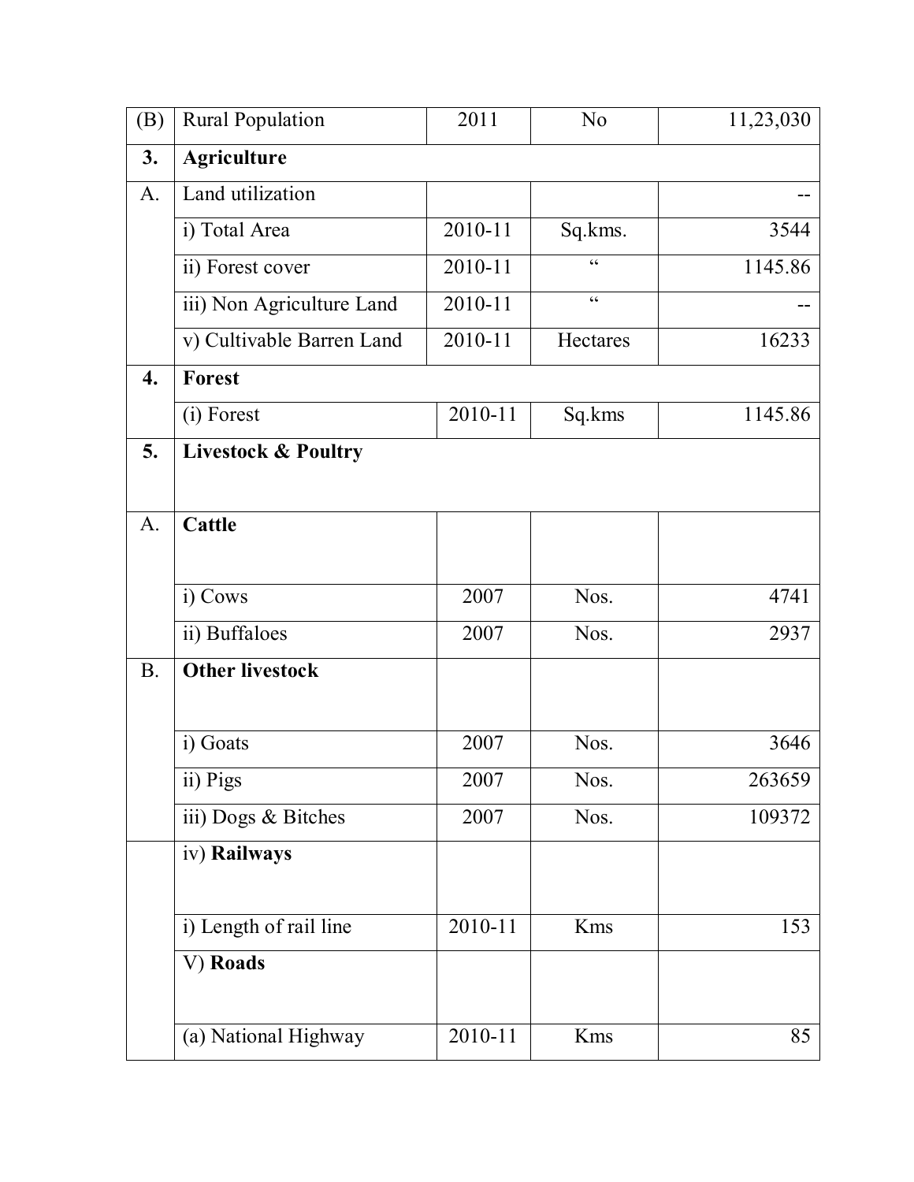| (B) | Rural Population | 2011 | No | 11,23,030 |
|---|---|---|---|---|
| **3.** | **Agriculture** | | | |
| A. | Land utilization | | | -- |
| | i) Total Area | 2010-11 | Sq.kms. | 3544 |
| | ii) Forest cover | 2010-11 | " | 1145.86 |
| | iii) Non Agriculture Land | 2010-11 | " | -- |
| | v) Cultivable Barren Land | 2010-11 | Hectares | 16233 |
| **4.** | **Forest** | | | |
| | (i) Forest | 2010-11 | Sq.kms | 1145.86 |
| **5.** | **Livestock & Poultry** | | | |
| A. | **Cattle** | | | |
| | i) Cows | 2007 | Nos. | 4741 |
| | ii) Buffaloes | 2007 | Nos. | 2937 |
| B. | **Other livestock** | | | |
| | i) Goats | 2007 | Nos. | 3646 |
| | ii) Pigs | 2007 | Nos. | 263659 |
| | iii) Dogs & Bitches | 2007 | Nos. | 109372 |
| | iv) **Railways** | | | |
| | i) Length of rail line | 2010-11 | Kms | 153 |
| | V) **Roads** | | | |
| | (a) National Highway | 2010-11 | Kms | 85 |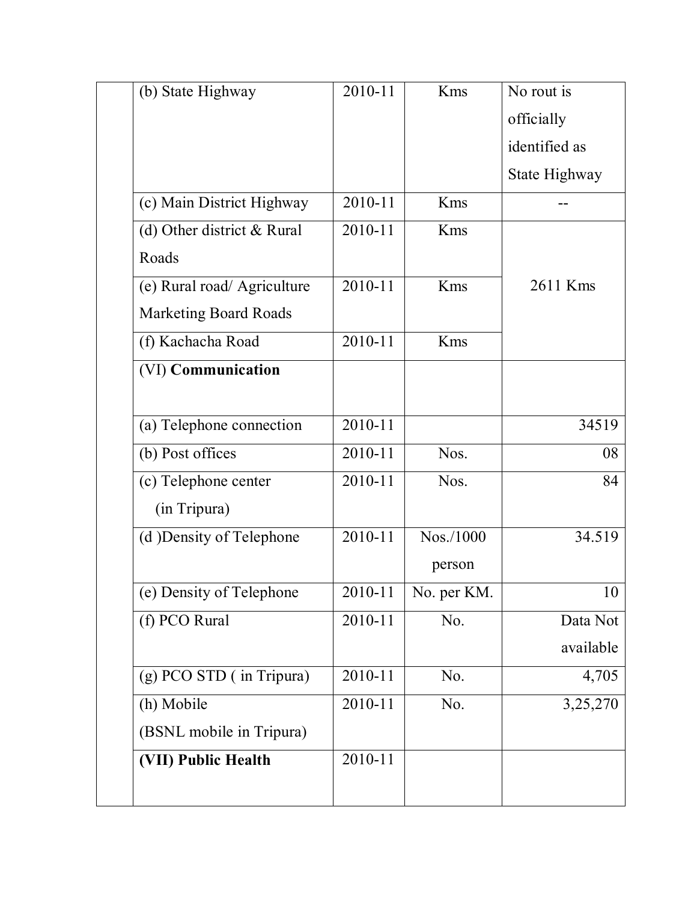| | | | | |
|---|---|---|---|---|
| | (b) State Highway | 2010-11 | Kms | No rout is officially identified as State Highway |
| | (c) Main District Highway | 2010-11 | Kms | -- |
| | (d) Other district & Rural Roads | 2010-11 | Kms | 2611 Kms |
| | (e) Rural road/ Agriculture Marketing Board Roads | 2010-11 | Kms | |
| | (f) Kachacha Road | 2010-11 | Kms | |
| | (VI) **Communication** | | | |
| | (a) Telephone connection | 2010-11 | | 34519 |
| | (b) Post offices | 2010-11 | Nos. | 08 |
| | (c) Telephone center (in Tripura) | 2010-11 | Nos. | 84 |
| | (d )Density of Telephone | 2010-11 | Nos./1000 person | 34.519 |
| | (e) Density of Telephone | 2010-11 | No. per KM. | 10 |
| | (f) PCO Rural | 2010-11 | No. | Data Not available |
| | (g) PCO STD ( in Tripura) | 2010-11 | No. | 4,705 |
| | (h) Mobile (BSNL mobile in Tripura) | 2010-11 | No. | 3,25,270 |
| | **(VII) Public Health** | 2010-11 | | |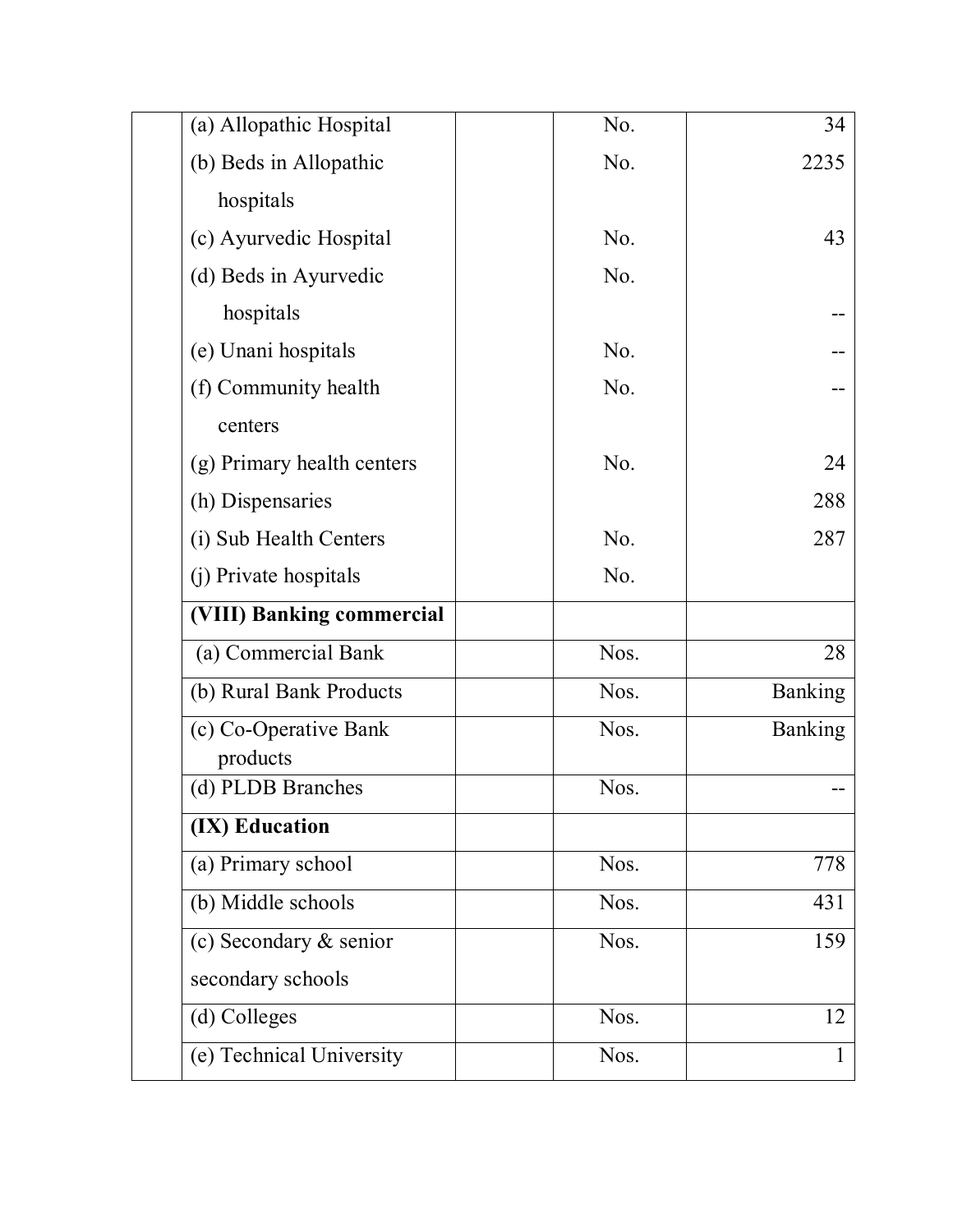| | | | | |
|---|---|---|---|---|
| | (a) Allopathic Hospital | | No. | 34 |
| | (b) Beds in Allopathic hospitals | | No. | 2235 |
| | (c) Ayurvedic Hospital | | No. | 43 |
| | (d) Beds in Ayurvedic hospitals | | No. | -- |
| | (e) Unani hospitals | | No. | -- |
| | (f) Community health centers | | No. | -- |
| | (g) Primary health centers | | No. | 24 |
| | (h) Dispensaries | | | 288 |
| | (i) Sub Health Centers | | No. | 287 |
| | (j) Private hospitals | | No. | |
| | **(VIII) Banking commercial** | | | |
| | (a) Commercial Bank | | Nos. | 28 |
| | (b) Rural Bank Products | | Nos. | Banking |
| | (c) Co-Operative Bank products | | Nos. | Banking |
| | (d) PLDB Branches | | Nos. | -- |
| | **(IX) Education** | | | |
| | (a) Primary school | | Nos. | 778 |
| | (b) Middle schools | | Nos. | 431 |
| | (c) Secondary & senior secondary schools | | Nos. | 159 |
| | (d) Colleges | | Nos. | 12 |
| | (e) Technical University | | Nos. | 1 |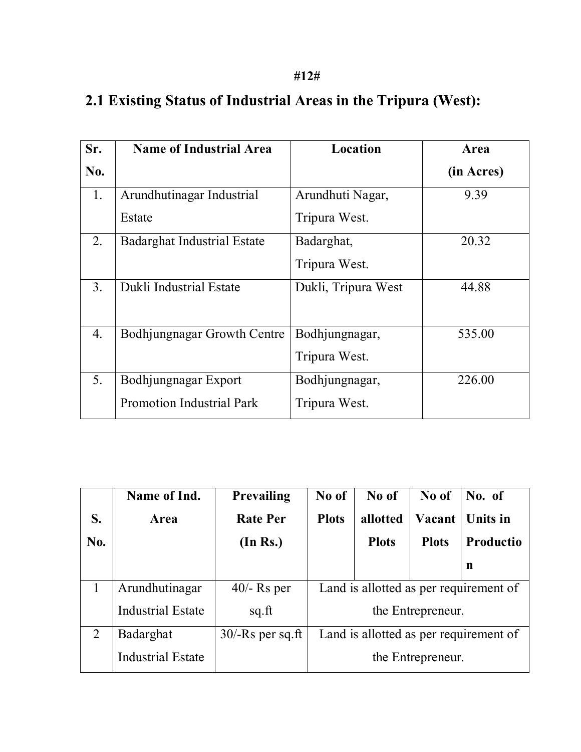#12#

## 2.1 Existing Status of Industrial Areas in the Tripura (West):

| Sr. No. | Name of Industrial Area | Location | Area (in Acres) |
|---|---|---|---|
| 1. | Arundhutinagar Industrial Estate | Arundhuti Nagar, Tripura West. | 9.39 |
| 2. | Badarghat Industrial Estate | Badarghat, Tripura West. | 20.32 |
| 3. | Dukli Industrial Estate | Dukli, Tripura West | 44.88 |
| 4. | Bodhjungnagar Growth Centre | Bodhjungnagar, Tripura West. | 535.00 |
| 5. | Bodhjungnagar Export Promotion Industrial Park | Bodhjungnagar, Tripura West. | 226.00 |

| S. No. | Name of Ind. Area | Prevailing Rate Per (In Rs.) | No of Plots | No of allotted Plots | No of Vacant Plots | No. of Units in Production |
|---|---|---|---|---|---|---|
| 1 | Arundhutinagar Industrial Estate | 40/- Rs per sq.ft | Land is allotted as per requirement of the Entrepreneur. | | | |
| 2 | Badarghat Industrial Estate | 30/-Rs per sq.ft | Land is allotted as per requirement of the Entrepreneur. | | | |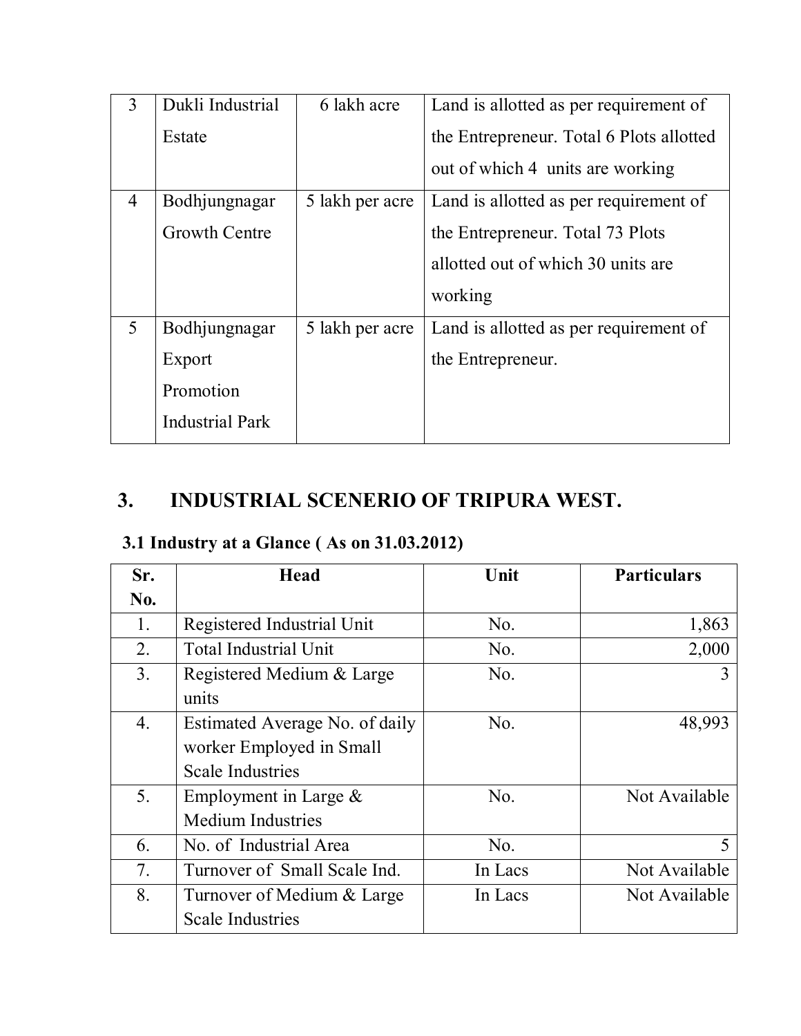| 3 | Dukli Industrial Estate | 6 lakh acre | Land is allotted as per requirement of the Entrepreneur. Total 6 Plots allotted out of which 4 units are working |
|---|---|---|---|
| 4 | Bodhjungnagar Growth Centre | 5 lakh per acre | Land is allotted as per requirement of the Entrepreneur. Total 73 Plots allotted out of which 30 units are working |
| 5 | Bodhjungnagar Export Promotion Industrial Park | 5 lakh per acre | Land is allotted as per requirement of the Entrepreneur. |

## 3. INDUSTRIAL SCENERIO OF TRIPURA WEST.

### 3.1 Industry at a Glance ( As on 31.03.2012)

| Sr. No. | Head | Unit | Particulars |
|---|---|---|---|
| 1. | Registered Industrial Unit | No. | 1,863 |
| 2. | Total Industrial Unit | No. | 2,000 |
| 3. | Registered Medium & Large units | No. | 3 |
| 4. | Estimated Average No. of daily worker Employed in Small Scale Industries | No. | 48,993 |
| 5. | Employment in Large & Medium Industries | No. | Not Available |
| 6. | No. of Industrial Area | No. | 5 |
| 7. | Turnover of Small Scale Ind. | In Lacs | Not Available |
| 8. | Turnover of Medium & Large Scale Industries | In Lacs | Not Available |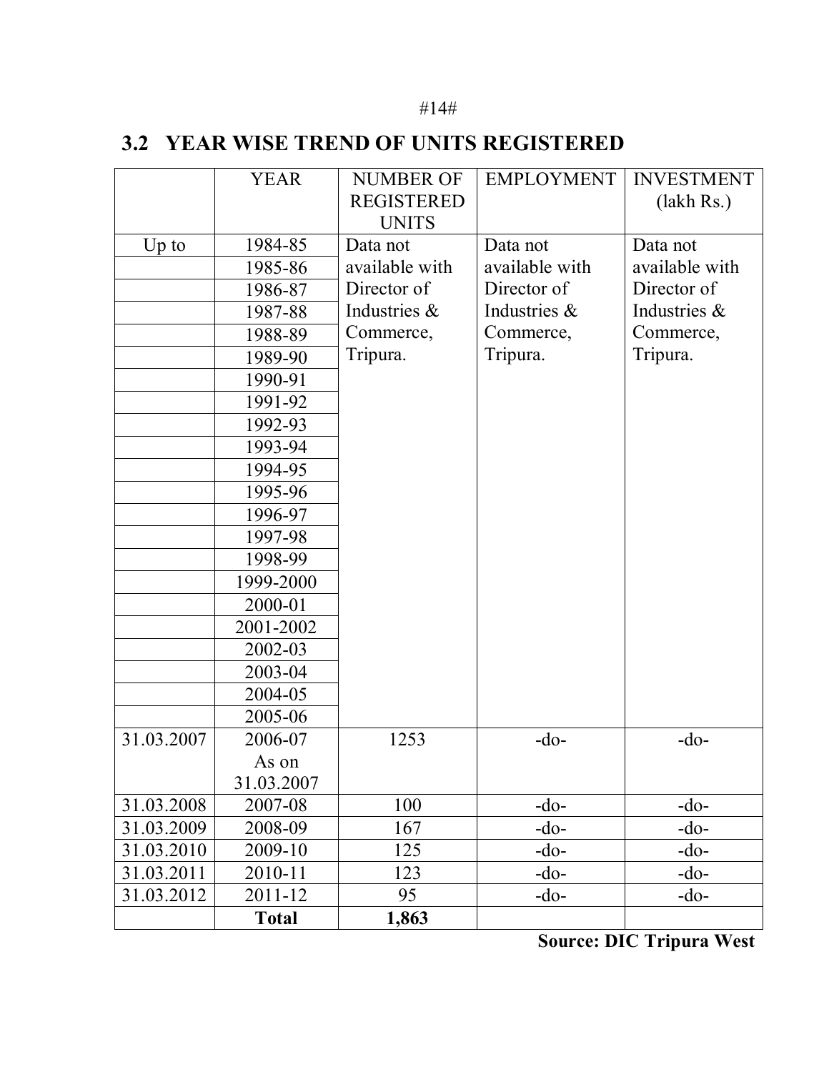## 3.2 YEAR WISE TREND OF UNITS REGISTERED

| | YEAR | NUMBER OF REGISTERED UNITS | EMPLOYMENT | INVESTMENT (lakh Rs.) |
|---|---|---|---|---|
| Up to | 1984-85 | Data not available with Director of Industries & Commerce, Tripura. | Data not available with Director of Industries & Commerce, Tripura. | Data not available with Director of Industries & Commerce, Tripura. |
| | 1985-86 | | | |
| | 1986-87 | | | |
| | 1987-88 | | | |
| | 1988-89 | | | |
| | 1989-90 | | | |
| | 1990-91 | | | |
| | 1991-92 | | | |
| | 1992-93 | | | |
| | 1993-94 | | | |
| | 1994-95 | | | |
| | 1995-96 | | | |
| | 1996-97 | | | |
| | 1997-98 | | | |
| | 1998-99 | | | |
| | 1999-2000 | | | |
| | 2000-01 | | | |
| | 2001-2002 | | | |
| | 2002-03 | | | |
| | 2003-04 | | | |
| | 2004-05 | | | |
| | 2005-06 | | | |
| 31.03.2007 | 2006-07 As on 31.03.2007 | 1253 | -do- | -do- |
| 31.03.2008 | 2007-08 | 100 | -do- | -do- |
| 31.03.2009 | 2008-09 | 167 | -do- | -do- |
| 31.03.2010 | 2009-10 | 125 | -do- | -do- |
| 31.03.2011 | 2010-11 | 123 | -do- | -do- |
| 31.03.2012 | 2011-12 | 95 | -do- | -do- |
| | **Total** | **1,863** | | |

**Source: DIC Tripura West**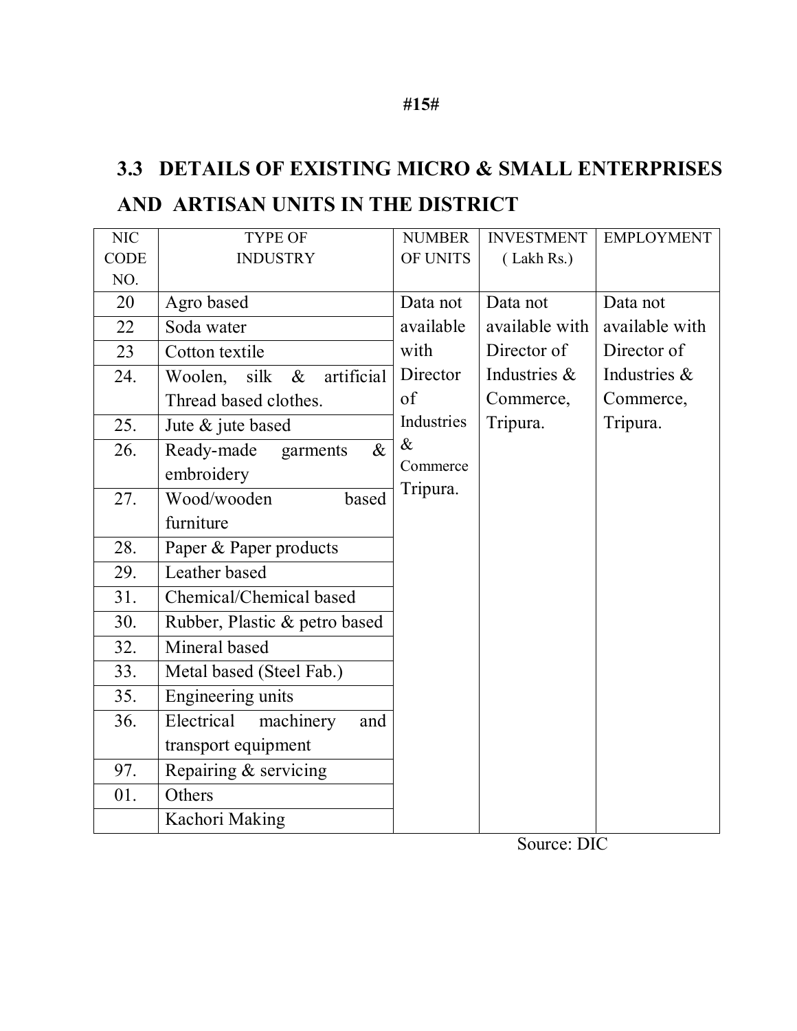## 3.3 DETAILS OF EXISTING MICRO & SMALL ENTERPRISES AND ARTISAN UNITS IN THE DISTRICT

| NIC CODE NO. | TYPE OF INDUSTRY | NUMBER OF UNITS | INVESTMENT ( Lakh Rs.) | EMPLOYMENT |
|---|---|---|---|---|
| 20 | Agro based | Data not available with Director of Industries & Commerce Tripura. | Data not available with Director of Industries & Commerce, Tripura. | Data not available with Director of Industries & Commerce, Tripura. |
| 22 | Soda water | | | |
| 23 | Cotton textile | | | |
| 24. | Woolen, silk & artificial Thread based clothes. | | | |
| 25. | Jute & jute based | | | |
| 26. | Ready-made garments & embroidery | | | |
| 27. | Wood/wooden based furniture | | | |
| 28. | Paper & Paper products | | | |
| 29. | Leather based | | | |
| 31. | Chemical/Chemical based | | | |
| 30. | Rubber, Plastic & petro based | | | |
| 32. | Mineral based | | | |
| 33. | Metal based (Steel Fab.) | | | |
| 35. | Engineering units | | | |
| 36. | Electrical machinery and transport equipment | | | |
| 97. | Repairing & servicing | | | |
| 01. | Others | | | |
| | Kachori Making | | | |

Source: DIC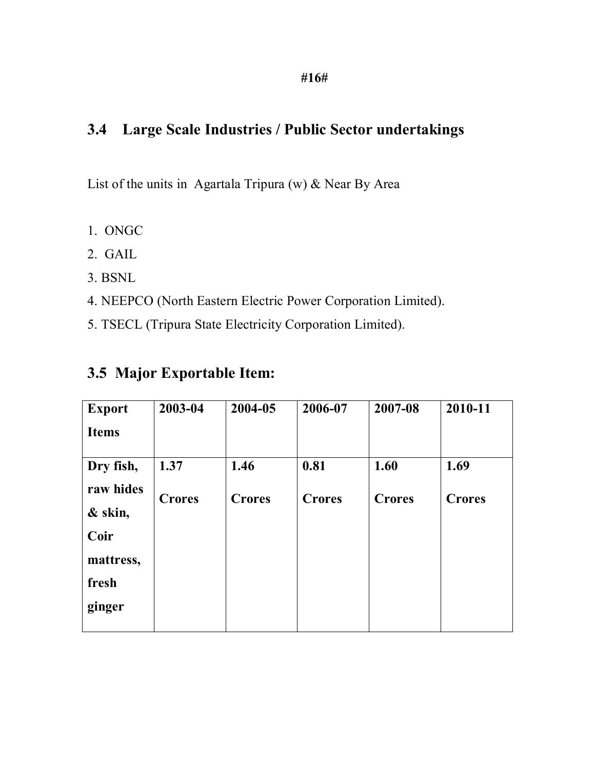## 3.4 Large Scale Industries / Public Sector undertakings

List of the units in Agartala Tripura (w) & Near By Area

1. ONGC
2. GAIL
3. BSNL
4. NEEPCO (North Eastern Electric Power Corporation Limited).
5. TSECL (Tripura State Electricity Corporation Limited).

## 3.5 Major Exportable Item:

| **Export Items** | **2003-04** | **2004-05** | **2006-07** | **2007-08** | **2010-11** |
|---|---|---|---|---|---|
| **Dry fish, raw hides & skin, Coir mattress, fresh ginger** | **1.37 Crores** | **1.46 Crores** | **0.81 Crores** | **1.60 Crores** | **1.69 Crores** |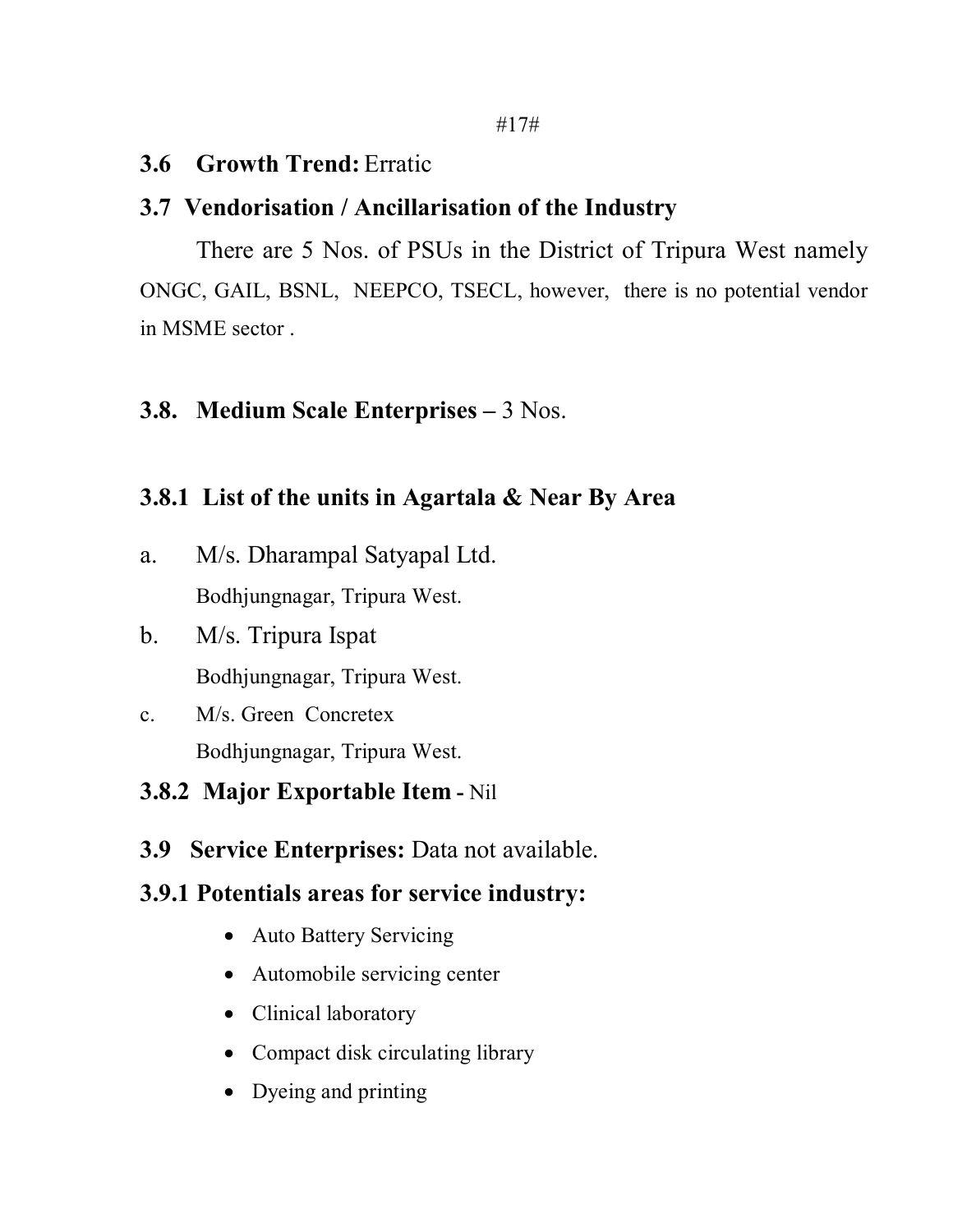### 3.6 Growth Trend: Erratic

### 3.7 Vendorisation / Ancillarisation of the Industry

There are 5 Nos. of PSUs in the District of Tripura West namely ONGC, GAIL, BSNL, NEEPCO, TSECL, however, there is no potential vendor in MSME sector .

### 3.8. Medium Scale Enterprises – 3 Nos.

#### 3.8.1 List of the units in Agartala & Near By Area

a. M/s. Dharampal Satyapal Ltd.
   Bodhjungnagar, Tripura West.

b. M/s. Tripura Ispat
   Bodhjungnagar, Tripura West.

c. M/s. Green Concretex
   Bodhjungnagar, Tripura West.

#### 3.8.2 Major Exportable Item - Nil

### 3.9 Service Enterprises: Data not available.

#### 3.9.1 Potentials areas for service industry:

- Auto Battery Servicing
- Automobile servicing center
- Clinical laboratory
- Compact disk circulating library
- Dyeing and printing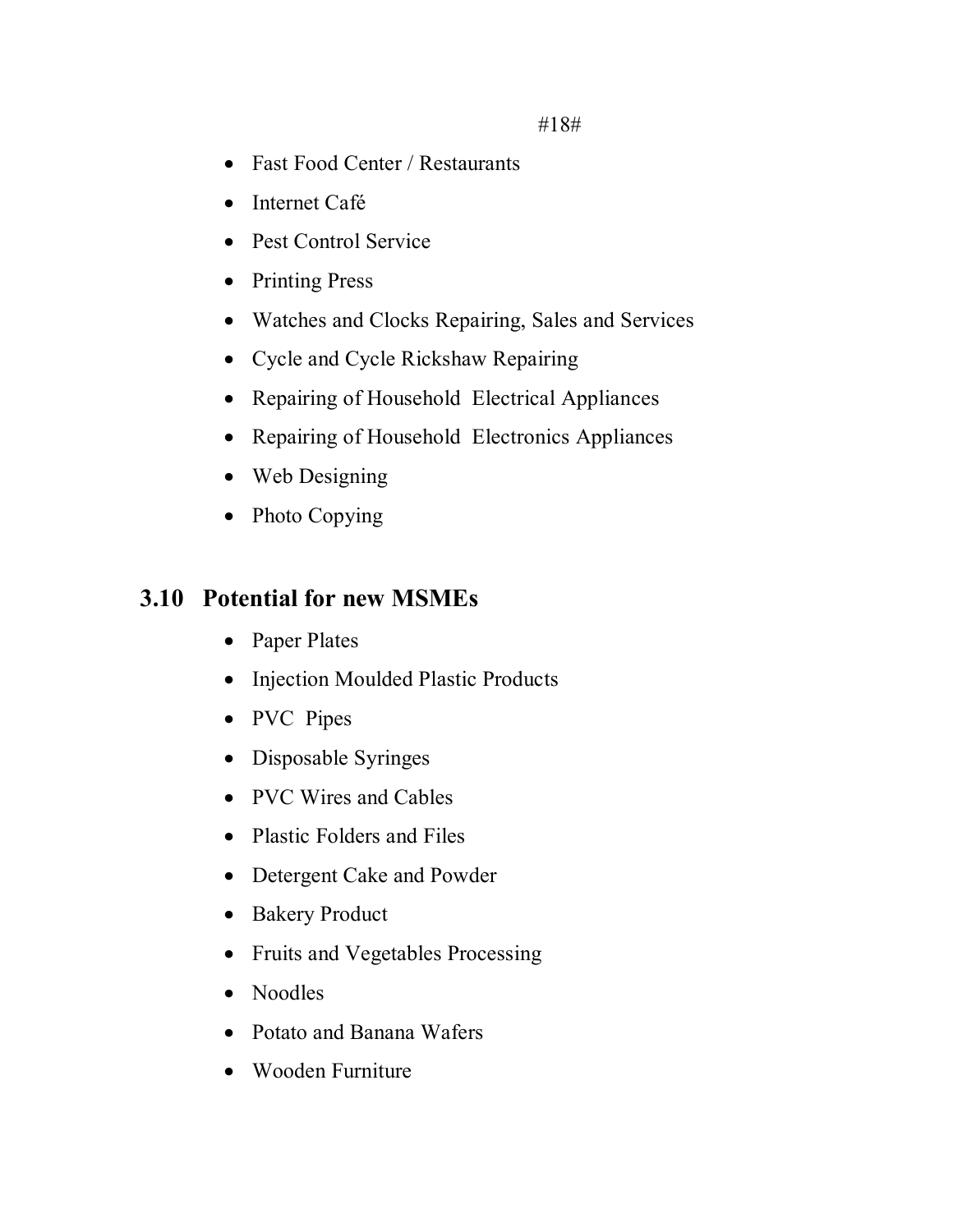- Fast Food Center / Restaurants
- Internet Café
- Pest Control Service
- Printing Press
- Watches and Clocks Repairing, Sales and Services
- Cycle and Cycle Rickshaw Repairing
- Repairing of Household Electrical Appliances
- Repairing of Household Electronics Appliances
- Web Designing
- Photo Copying

## 3.10 Potential for new MSMEs

- Paper Plates
- Injection Moulded Plastic Products
- PVC Pipes
- Disposable Syringes
- PVC Wires and Cables
- Plastic Folders and Files
- Detergent Cake and Powder
- Bakery Product
- Fruits and Vegetables Processing
- Noodles
- Potato and Banana Wafers
- Wooden Furniture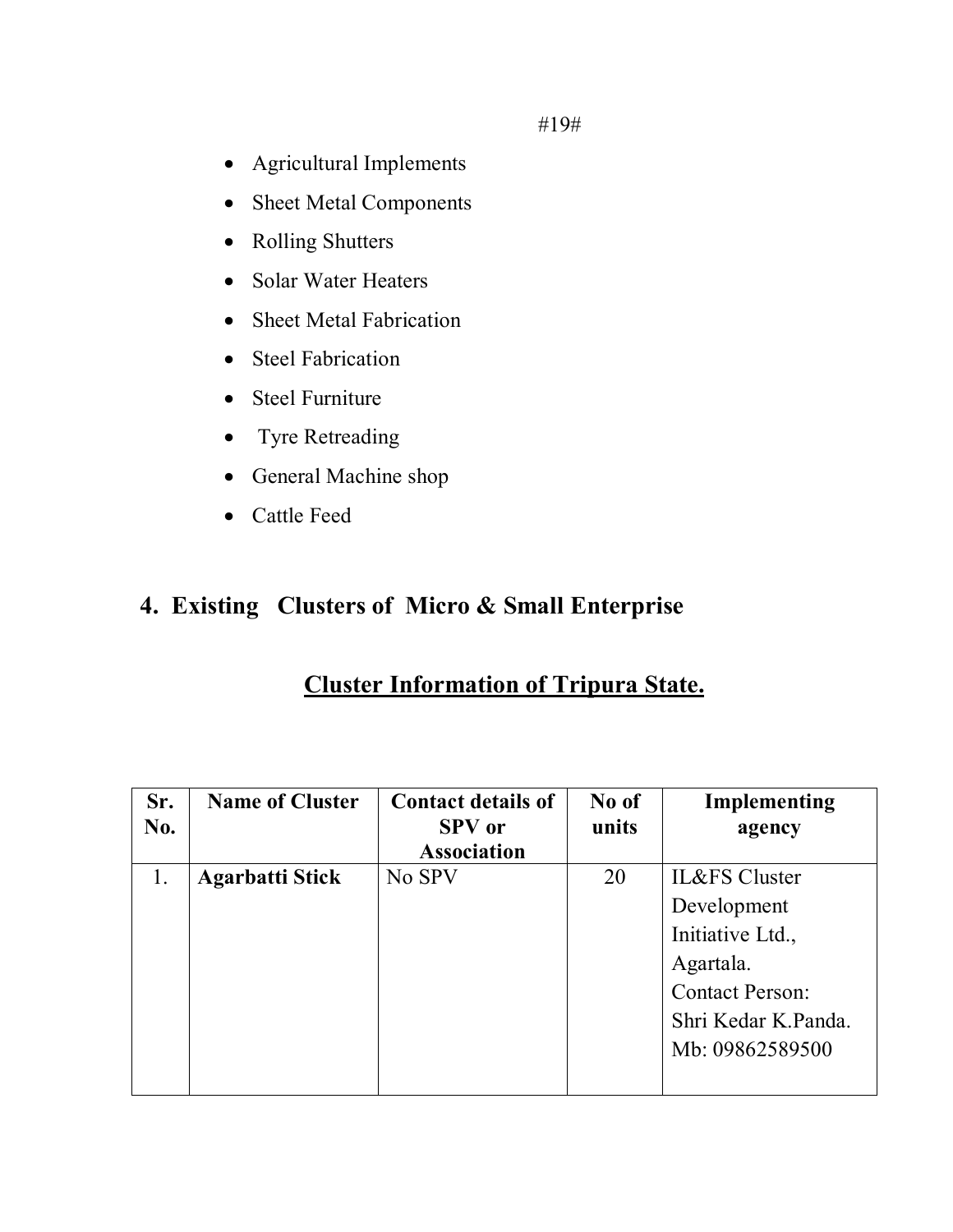- Agricultural Implements
- Sheet Metal Components
- Rolling Shutters
- Solar Water Heaters
- Sheet Metal Fabrication
- Steel Fabrication
- Steel Furniture
- Tyre Retreading
- General Machine shop
- Cattle Feed

## 4. Existing Clusters of Micro & Small Enterprise

### Cluster Information of Tripura State.

| Sr. No. | Name of Cluster | Contact details of SPV or Association | No of units | Implementing agency |
|---|---|---|---|---|
| 1. | **Agarbatti Stick** | No SPV | 20 | IL&FS Cluster Development Initiative Ltd., Agartala. Contact Person: Shri Kedar K.Panda. Mb: 09862589500 |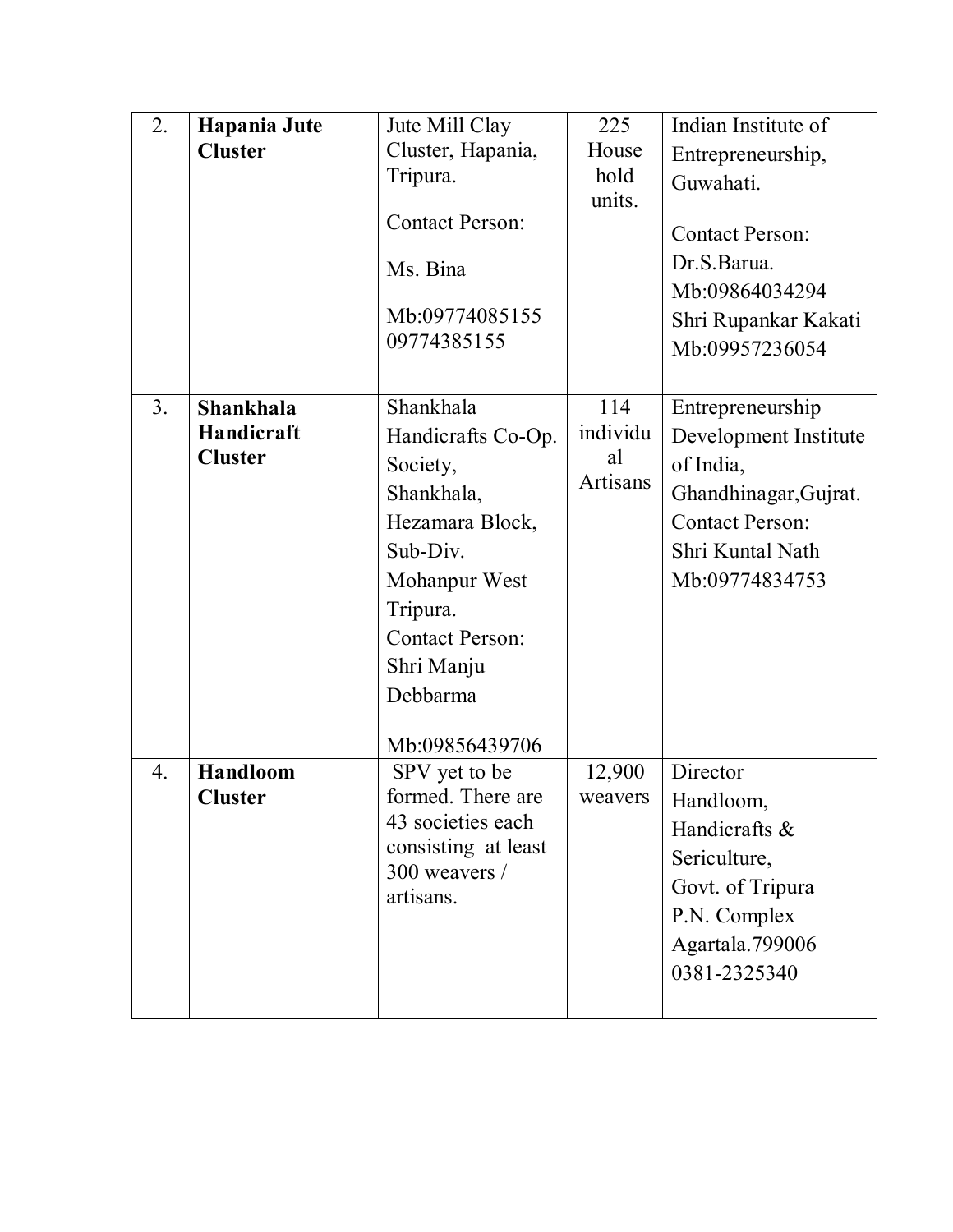| 2. | **Hapania Jute Cluster** | Jute Mill Clay Cluster, Hapania, Tripura.<br><br>Contact Person:<br><br>Ms. Bina<br><br>Mb:09774085155 09774385155 | 225 House hold units. | Indian Institute of Entrepreneurship, Guwahati.<br><br>Contact Person: Dr.S.Barua. Mb:09864034294 Shri Rupankar Kakati Mb:09957236054 |
|---|---|---|---|---|
| 3. | **Shankhala Handicraft Cluster** | Shankhala Handicrafts Co-Op. Society, Shankhala, Hezamara Block, Sub-Div. Mohanpur West Tripura. Contact Person: Shri Manju Debbarma<br><br>Mb:09856439706 | 114 individual Artisans | Entrepreneurship Development Institute of India, Ghandhinagar,Gujrat. Contact Person: Shri Kuntal Nath Mb:09774834753 |
| 4. | **Handloom Cluster** | SPV yet to be formed. There are 43 societies each consisting at least 300 weavers / artisans. | 12,900 weavers | Director Handloom, Handicrafts & Sericulture, Govt. of Tripura P.N. Complex Agartala.799006 0381-2325340 |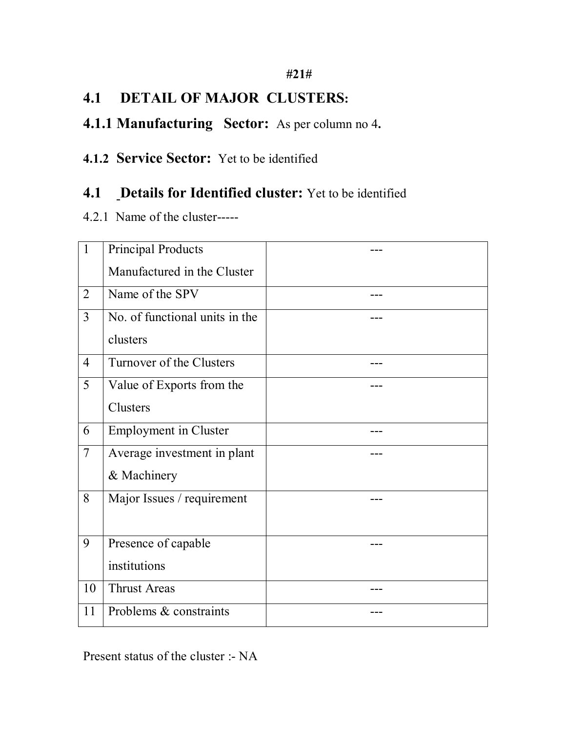#21#

## 4.1 DETAIL OF MAJOR CLUSTERS:

### 4.1.1 Manufacturing Sector: As per column no 4.

### 4.1.2 Service Sector: Yet to be identified

## 4.1 Details for Identified cluster: Yet to be identified

4.2.1 Name of the cluster-----

| | | |
|---|---|---|
| 1 | Principal Products Manufactured in the Cluster | --- |
| 2 | Name of the SPV | --- |
| 3 | No. of functional units in the clusters | --- |
| 4 | Turnover of the Clusters | --- |
| 5 | Value of Exports from the Clusters | --- |
| 6 | Employment in Cluster | --- |
| 7 | Average investment in plant & Machinery | --- |
| 8 | Major Issues / requirement | --- |
| 9 | Presence of capable institutions | --- |
| 10 | Thrust Areas | --- |
| 11 | Problems & constraints | --- |

Present status of the cluster :- NA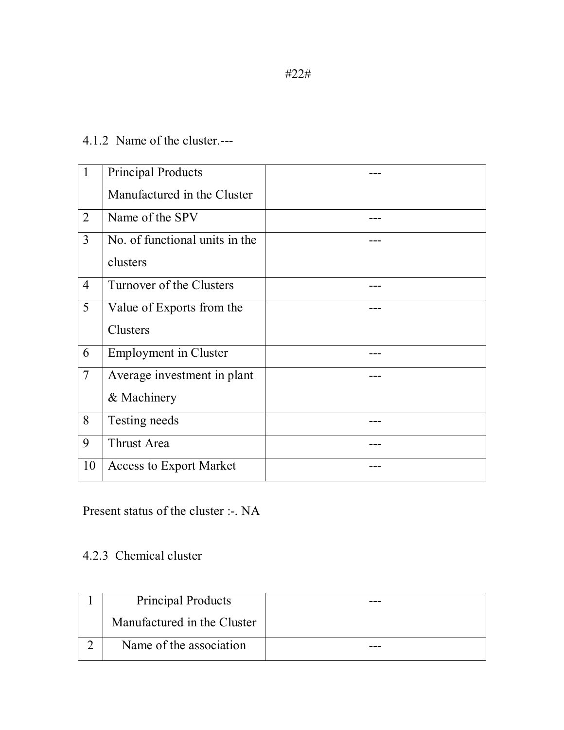4.1.2 Name of the cluster.---

| 1 | Principal Products Manufactured in the Cluster | --- |
|---|---|---|
| 2 | Name of the SPV | --- |
| 3 | No. of functional units in the clusters | --- |
| 4 | Turnover of the Clusters | --- |
| 5 | Value of Exports from the Clusters | --- |
| 6 | Employment in Cluster | --- |
| 7 | Average investment in plant & Machinery | --- |
| 8 | Testing needs | --- |
| 9 | Thrust Area | --- |
| 10 | Access to Export Market | --- |

Present status of the cluster :-. NA

4.2.3 Chemical cluster

| 1 | Principal Products Manufactured in the Cluster | --- |
|---|---|---|
| 2 | Name of the association | --- |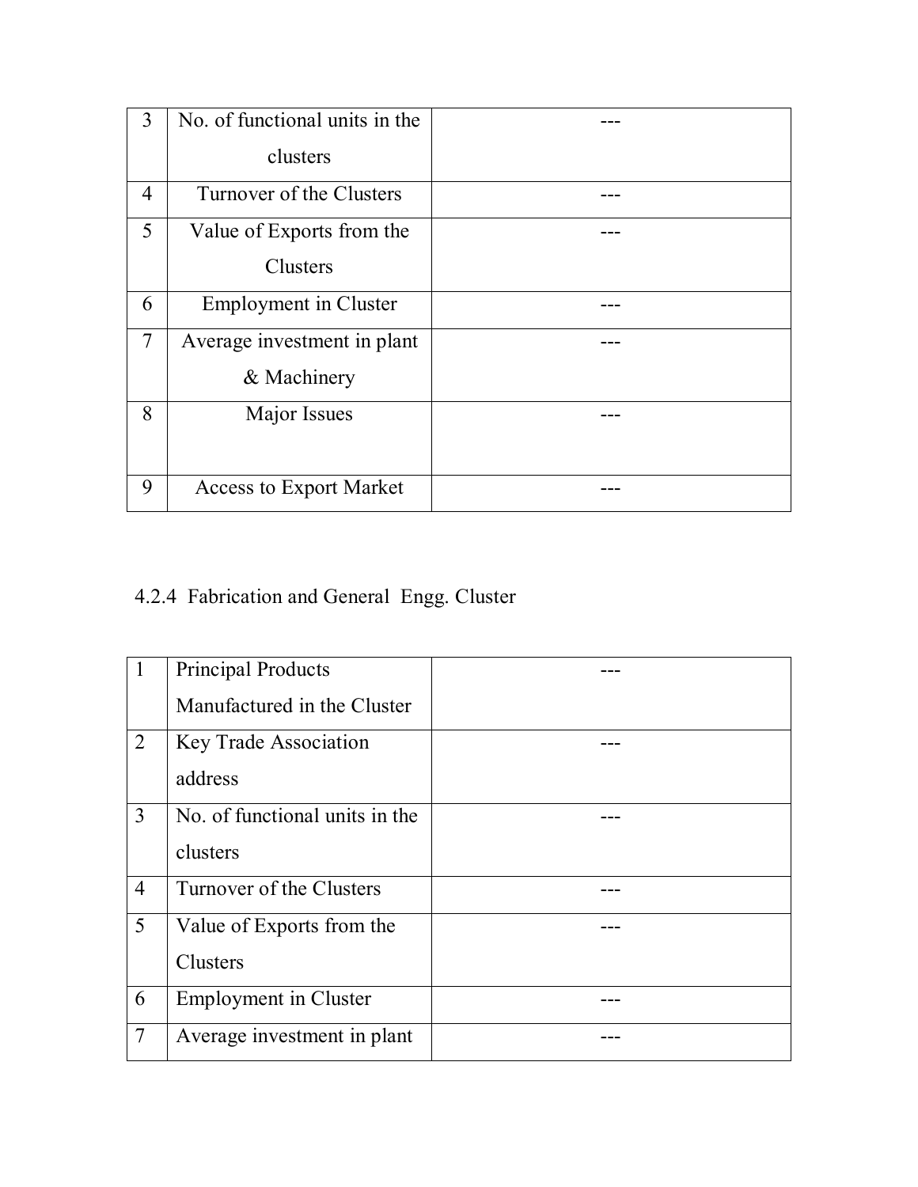| 3 | No. of functional units in the clusters | --- |
|---|---|---|
| 4 | Turnover of the Clusters | --- |
| 5 | Value of Exports from the Clusters | --- |
| 6 | Employment in Cluster | --- |
| 7 | Average investment in plant & Machinery | --- |
| 8 | Major Issues | --- |
| 9 | Access to Export Market | --- |

4.2.4 Fabrication and General Engg. Cluster

| 1 | Principal Products Manufactured in the Cluster | --- |
|---|---|---|
| 2 | Key Trade Association address | --- |
| 3 | No. of functional units in the clusters | --- |
| 4 | Turnover of the Clusters | --- |
| 5 | Value of Exports from the Clusters | --- |
| 6 | Employment in Cluster | --- |
| 7 | Average investment in plant | --- |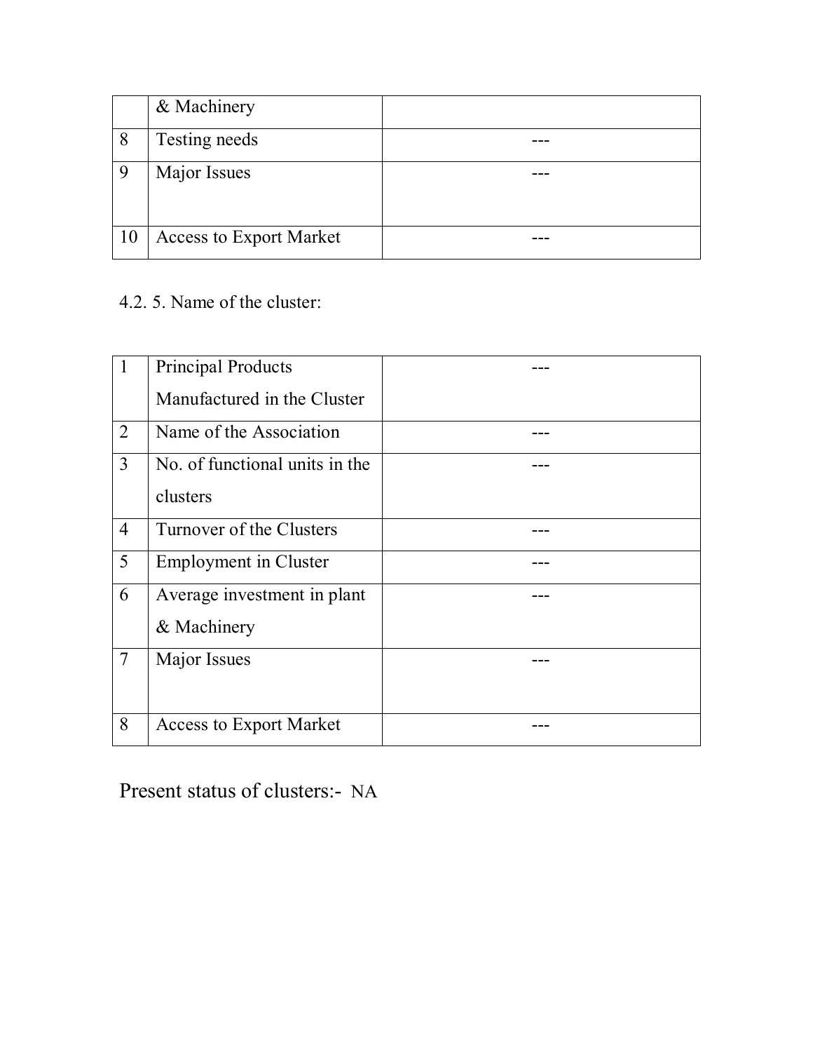| | | |
|---|---|---|
| | & Machinery | |
| 8 | Testing needs | --- |
| 9 | Major Issues | --- |
| 10 | Access to Export Market | --- |

4.2. 5. Name of the cluster:

| | | |
|---|---|---|
| 1 | Principal Products Manufactured in the Cluster | --- |
| 2 | Name of the Association | --- |
| 3 | No. of functional units in the clusters | --- |
| 4 | Turnover of the Clusters | --- |
| 5 | Employment in Cluster | --- |
| 6 | Average investment in plant & Machinery | --- |
| 7 | Major Issues | --- |
| 8 | Access to Export Market | --- |

Present status of clusters:- NA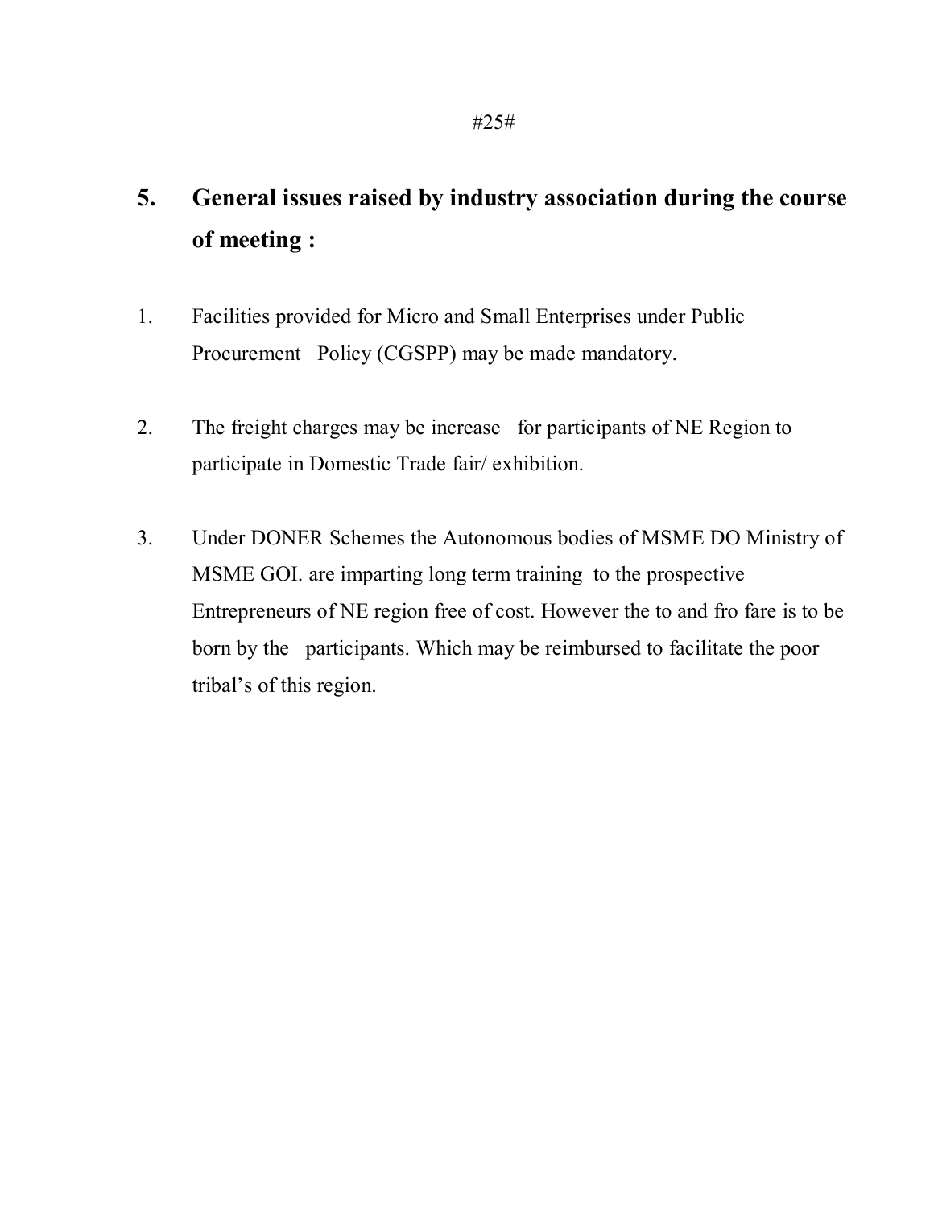## 5. General issues raised by industry association during the course of meeting :

1. Facilities provided for Micro and Small Enterprises under Public Procurement Policy (CGSPP) may be made mandatory.

2. The freight charges may be increase for participants of NE Region to participate in Domestic Trade fair/ exhibition.

3. Under DONER Schemes the Autonomous bodies of MSME DO Ministry of MSME GOI. are imparting long term training to the prospective Entrepreneurs of NE region free of cost. However the to and fro fare is to be born by the participants. Which may be reimbursed to facilitate the poor tribal's of this region.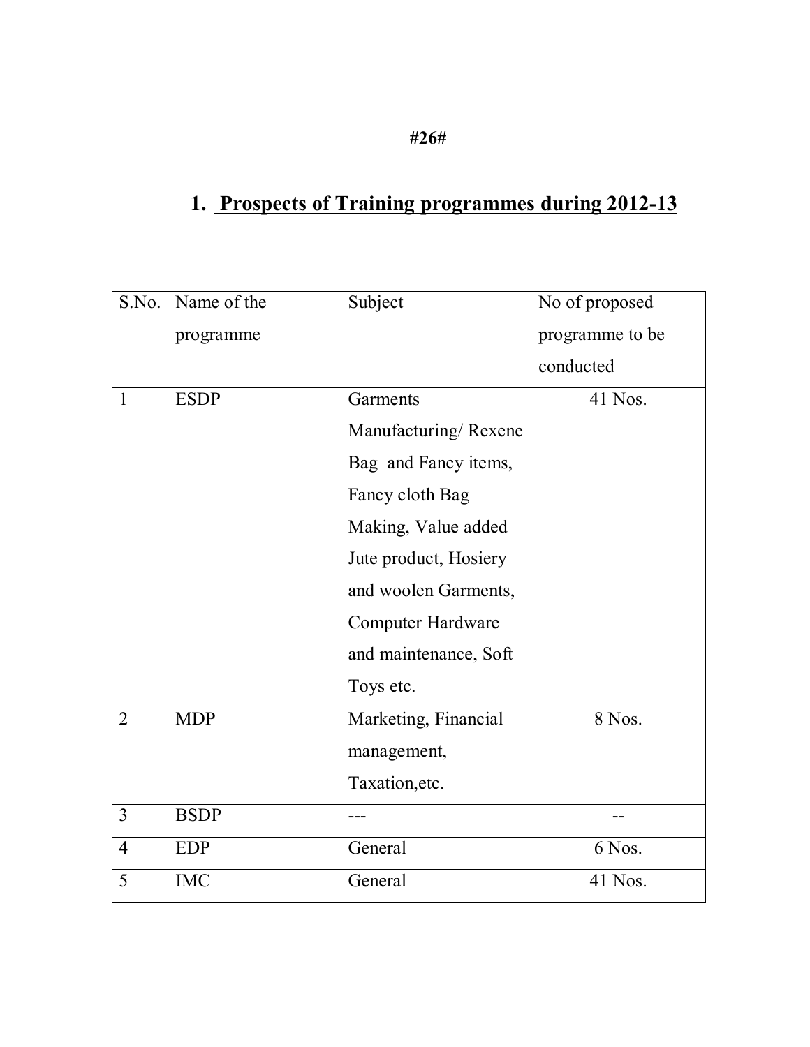#26#

## 1. Prospects of Training programmes during 2012-13

| S.No. | Name of the programme | Subject | No of proposed programme to be conducted |
|---|---|---|---|
| 1 | ESDP | Garments Manufacturing/ Rexene Bag and Fancy items, Fancy cloth Bag Making, Value added Jute product, Hosiery and woolen Garments, Computer Hardware and maintenance, Soft Toys etc. | 41 Nos. |
| 2 | MDP | Marketing, Financial management, Taxation,etc. | 8 Nos. |
| 3 | BSDP | --- | -- |
| 4 | EDP | General | 6 Nos. |
| 5 | IMC | General | 41 Nos. |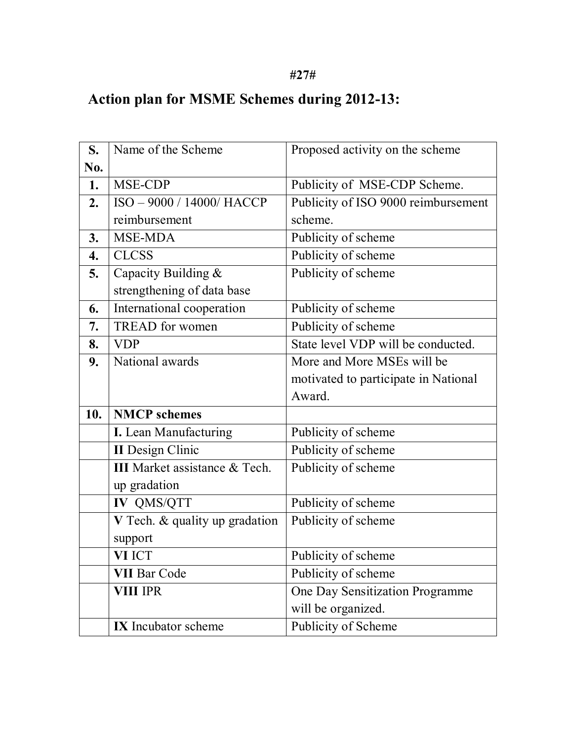#27#

# Action plan for MSME Schemes during 2012-13:

| S. No. | Name of the Scheme | Proposed activity on the scheme |
|---|---|---|
| **1.** | MSE-CDP | Publicity of MSE-CDP Scheme. |
| **2.** | ISO – 9000 / 14000/ HACCP reimbursement | Publicity of ISO 9000 reimbursement scheme. |
| **3.** | MSE-MDA | Publicity of scheme |
| **4.** | CLCSS | Publicity of scheme |
| **5.** | Capacity Building & strengthening of data base | Publicity of scheme |
| **6.** | International cooperation | Publicity of scheme |
| **7.** | TREAD for women | Publicity of scheme |
| **8.** | VDP | State level VDP will be conducted. |
| **9.** | National awards | More and More MSEs will be motivated to participate in National Award. |
| **10.** | **NMCP schemes** | |
| | **I.** Lean Manufacturing | Publicity of scheme |
| | **II** Design Clinic | Publicity of scheme |
| | **III** Market assistance & Tech. up gradation | Publicity of scheme |
| | **IV** QMS/QTT | Publicity of scheme |
| | **V** Tech. & quality up gradation support | Publicity of scheme |
| | **VI** ICT | Publicity of scheme |
| | **VII** Bar Code | Publicity of scheme |
| | **VIII** IPR | One Day Sensitization Programme will be organized. |
| | **IX** Incubator scheme | Publicity of Scheme |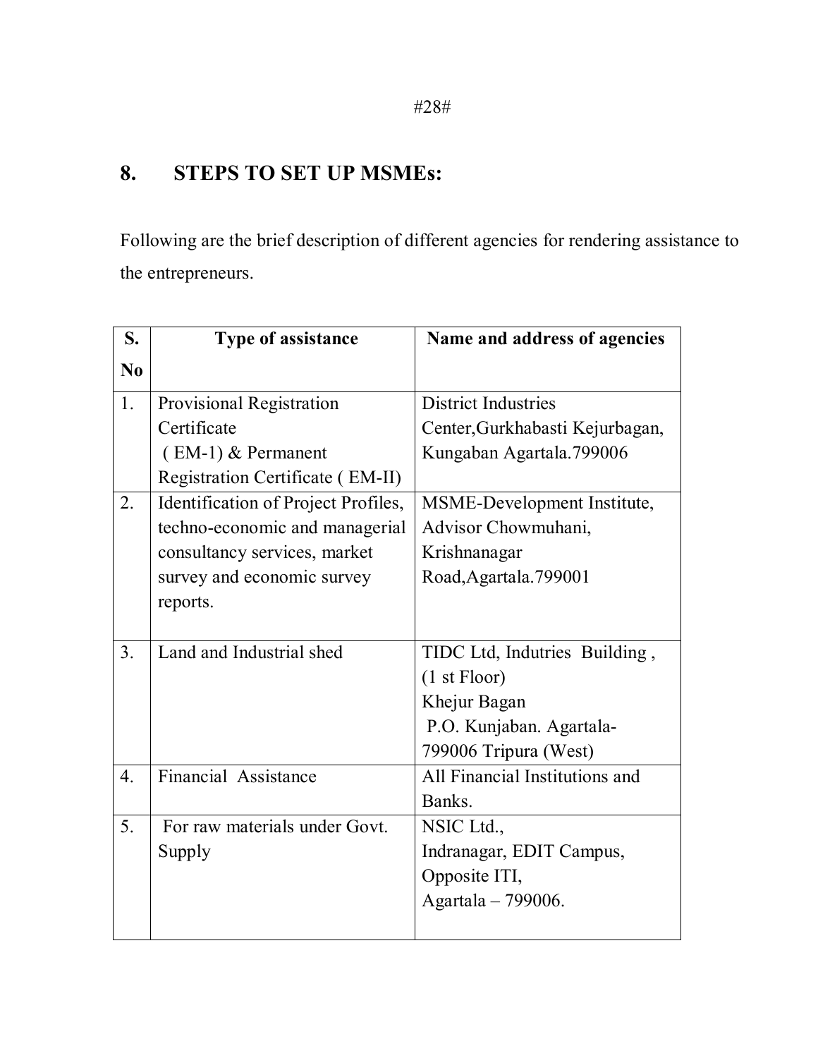## 8. STEPS TO SET UP MSMEs:

Following are the brief description of different agencies for rendering assistance to the entrepreneurs.

| S. No | Type of assistance | Name and address of agencies |
|---|---|---|
| 1. | Provisional Registration Certificate ( EM-1) & Permanent Registration Certificate ( EM-II) | District Industries Center,Gurkhabasti Kejurbagan, Kungaban Agartala.799006 |
| 2. | Identification of Project Profiles, techno-economic and managerial consultancy services, market survey and economic survey reports. | MSME-Development Institute, Advisor Chowmuhani, Krishnanagar Road,Agartala.799001 |
| 3. | Land and Industrial shed | TIDC Ltd, Indutries Building , (1 st Floor) Khejur Bagan P.O. Kunjaban. Agartala-799006 Tripura (West) |
| 4. | Financial Assistance | All Financial Institutions and Banks. |
| 5. | For raw materials under Govt. Supply | NSIC Ltd., Indranagar, EDIT Campus, Opposite ITI, Agartala – 799006. |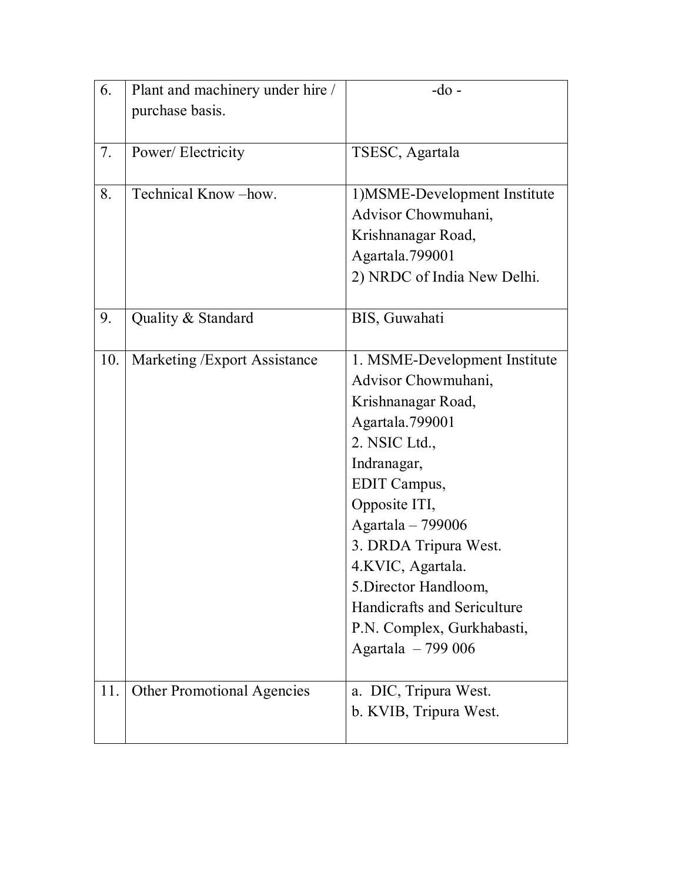| | | |
|---|---|---|
| 6. | Plant and machinery under hire / purchase basis. | -do - |
| 7. | Power/ Electricity | TSESC, Agartala |
| 8. | Technical Know –how. | 1)MSME-Development Institute Advisor Chowmuhani, Krishnanagar Road, Agartala.799001<br>2) NRDC of India New Delhi. |
| 9. | Quality & Standard | BIS, Guwahati |
| 10. | Marketing /Export Assistance | 1. MSME-Development Institute Advisor Chowmuhani, Krishnanagar Road, Agartala.799001<br>2. NSIC Ltd., Indranagar, EDIT Campus, Opposite ITI, Agartala – 799006<br>3. DRDA Tripura West.<br>4.KVIC, Agartala.<br>5.Director Handloom, Handicrafts and Sericulture P.N. Complex, Gurkhabasti, Agartala – 799 006 |
| 11. | Other Promotional Agencies | a. DIC, Tripura West.<br>b. KVIB, Tripura West. |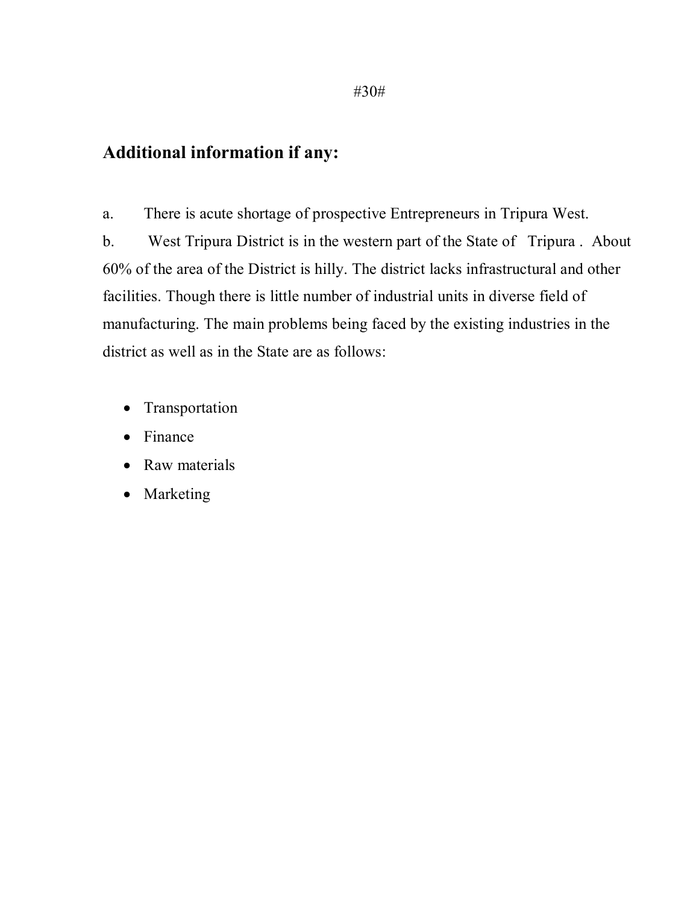## Additional information if any:

a. There is acute shortage of prospective Entrepreneurs in Tripura West.

b. West Tripura District is in the western part of the State of Tripura . About 60% of the area of the District is hilly. The district lacks infrastructural and other facilities. Though there is little number of industrial units in diverse field of manufacturing. The main problems being faced by the existing industries in the district as well as in the State are as follows:

- Transportation
- Finance
- Raw materials
- Marketing